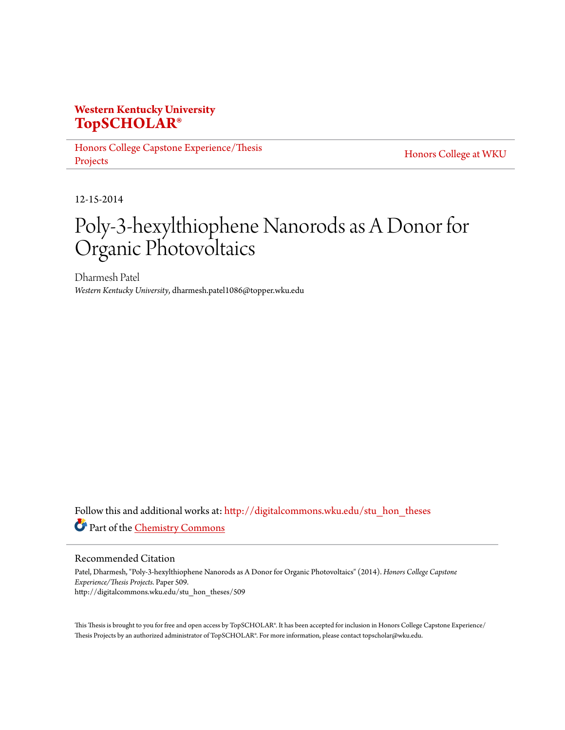**Western Kentucky University**
**TopSCHOLAR®**

Honors College Capstone Experience/Thesis Projects

Honors College at WKU

12-15-2014

# Poly-3-hexylthiophene Nanorods as A Donor for Organic Photovoltaics

Dharmesh Patel
*Western Kentucky University*, dharmesh.patel1086@topper.wku.edu

Follow this and additional works at: http://digitalcommons.wku.edu/stu_hon_theses

Part of the Chemistry Commons

## Recommended Citation

Patel, Dharmesh, "Poly-3-hexylthiophene Nanorods as A Donor for Organic Photovoltaics" (2014). *Honors College Capstone Experience/Thesis Projects.* Paper 509.
http://digitalcommons.wku.edu/stu_hon_theses/509

This Thesis is brought to you for free and open access by TopSCHOLAR®. It has been accepted for inclusion in Honors College Capstone Experience/Thesis Projects by an authorized administrator of TopSCHOLAR®. For more information, please contact topscholar@wku.edu.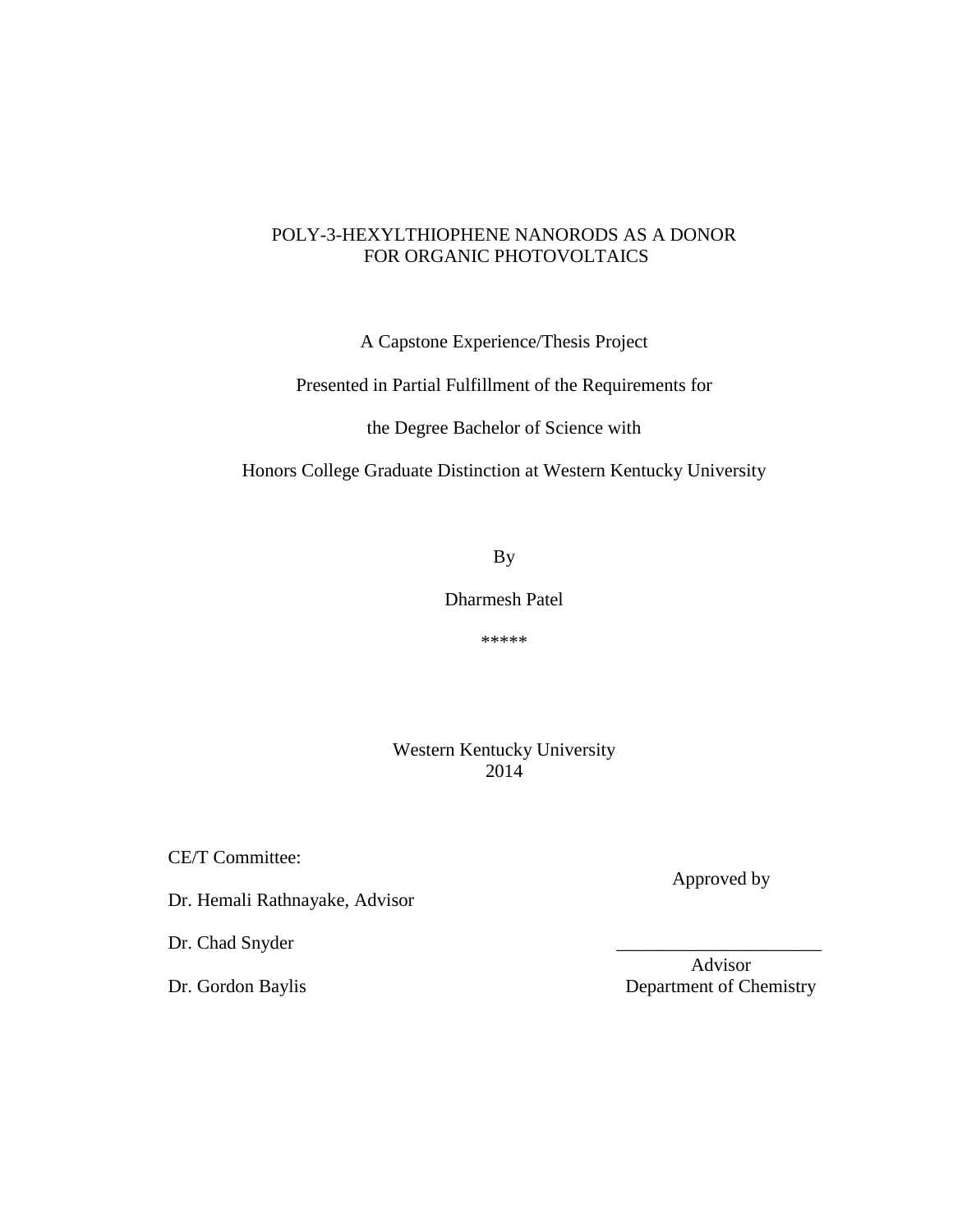# POLY-3-HEXYLTHIOPHENE NANORODS AS A DONOR FOR ORGANIC PHOTOVOLTAICS

A Capstone Experience/Thesis Project

Presented in Partial Fulfillment of the Requirements for

the Degree Bachelor of Science with

Honors College Graduate Distinction at Western Kentucky University

By

Dharmesh Patel

\*\*\*\*\*

Western Kentucky University
2014

CE/T Committee:

Dr. Hemali Rathnayake, Advisor

Dr. Chad Snyder

Dr. Gordon Baylis

Approved by

______________________

Advisor
Department of Chemistry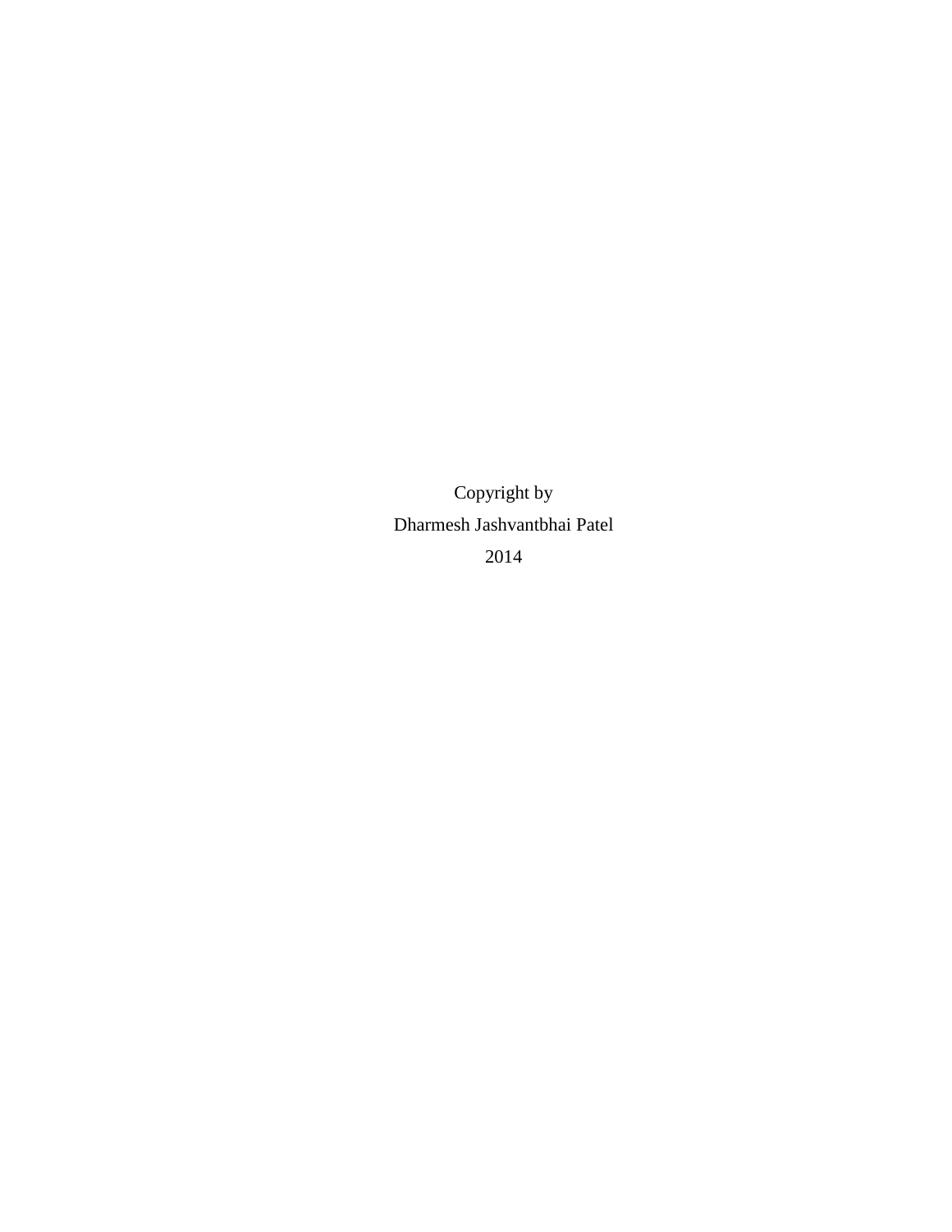Copyright by

Dharmesh Jashvantbhai Patel

2014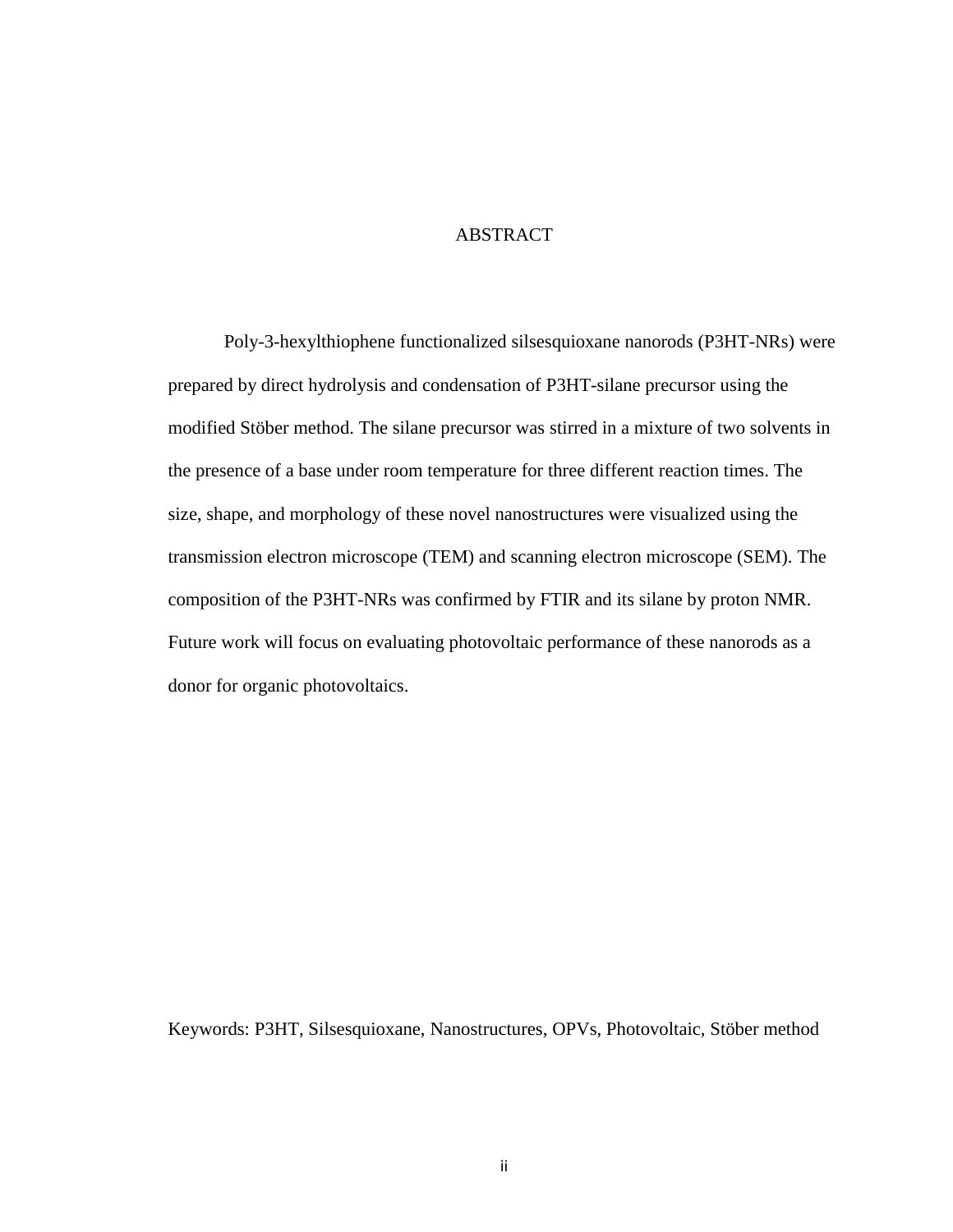# ABSTRACT

Poly-3-hexylthiophene functionalized silsesquioxane nanorods (P3HT-NRs) were prepared by direct hydrolysis and condensation of P3HT-silane precursor using the modified Stöber method. The silane precursor was stirred in a mixture of two solvents in the presence of a base under room temperature for three different reaction times. The size, shape, and morphology of these novel nanostructures were visualized using the transmission electron microscope (TEM) and scanning electron microscope (SEM). The composition of the P3HT-NRs was confirmed by FTIR and its silane by proton NMR. Future work will focus on evaluating photovoltaic performance of these nanorods as a donor for organic photovoltaics.

Keywords: P3HT, Silsesquioxane, Nanostructures, OPVs, Photovoltaic, Stöber method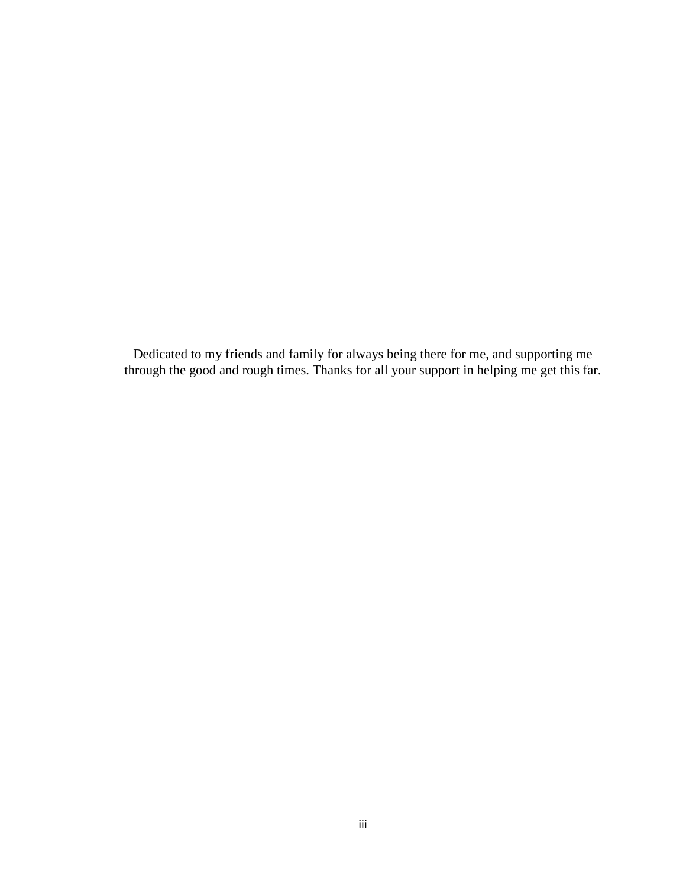Dedicated to my friends and family for always being there for me, and supporting me through the good and rough times. Thanks for all your support in helping me get this far.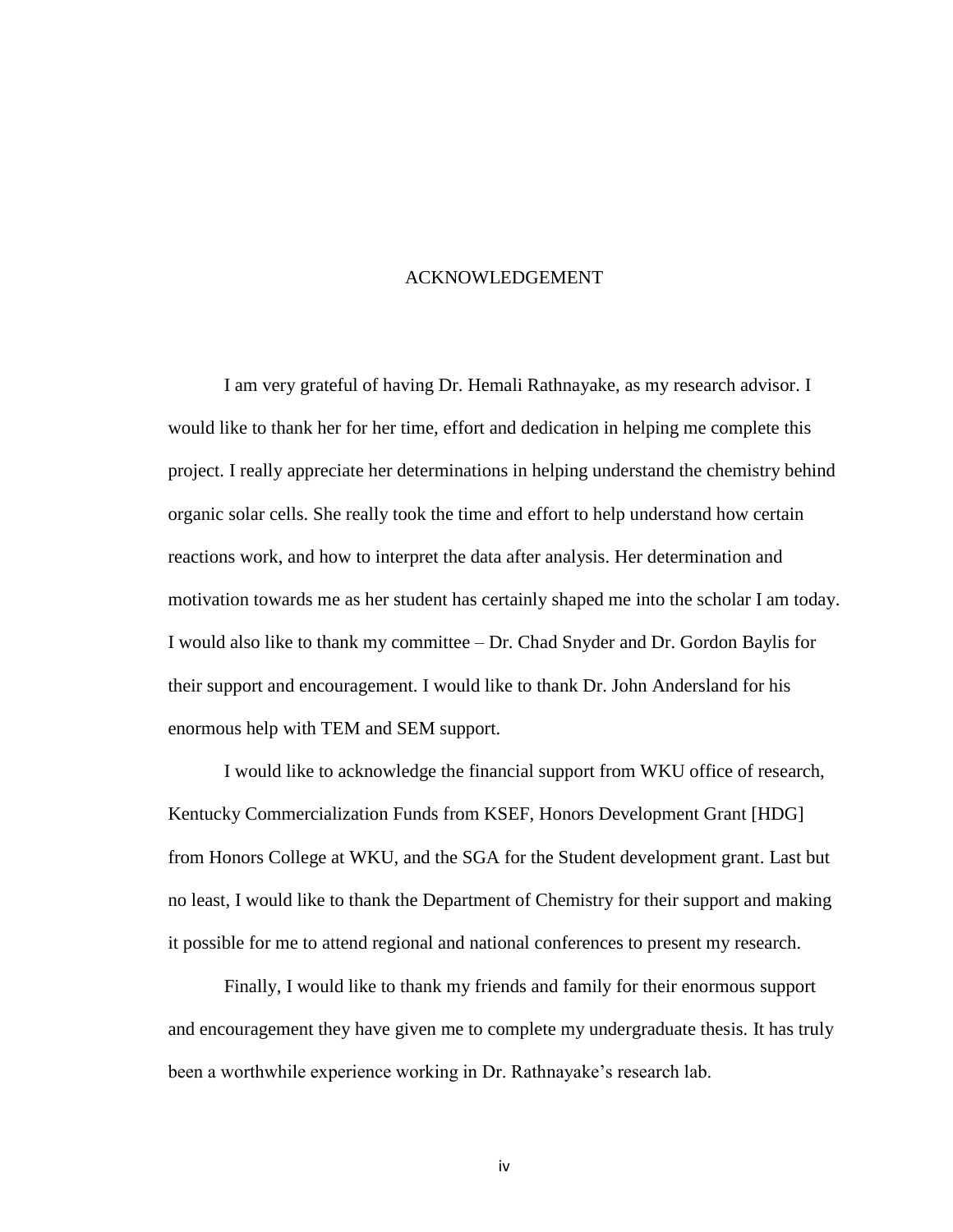# ACKNOWLEDGEMENT

I am very grateful of having Dr. Hemali Rathnayake, as my research advisor. I would like to thank her for her time, effort and dedication in helping me complete this project. I really appreciate her determinations in helping understand the chemistry behind organic solar cells. She really took the time and effort to help understand how certain reactions work, and how to interpret the data after analysis. Her determination and motivation towards me as her student has certainly shaped me into the scholar I am today. I would also like to thank my committee – Dr. Chad Snyder and Dr. Gordon Baylis for their support and encouragement. I would like to thank Dr. John Andersland for his enormous help with TEM and SEM support.

I would like to acknowledge the financial support from WKU office of research, Kentucky Commercialization Funds from KSEF, Honors Development Grant [HDG] from Honors College at WKU, and the SGA for the Student development grant. Last but no least, I would like to thank the Department of Chemistry for their support and making it possible for me to attend regional and national conferences to present my research.

Finally, I would like to thank my friends and family for their enormous support and encouragement they have given me to complete my undergraduate thesis. It has truly been a worthwhile experience working in Dr. Rathnayake's research lab.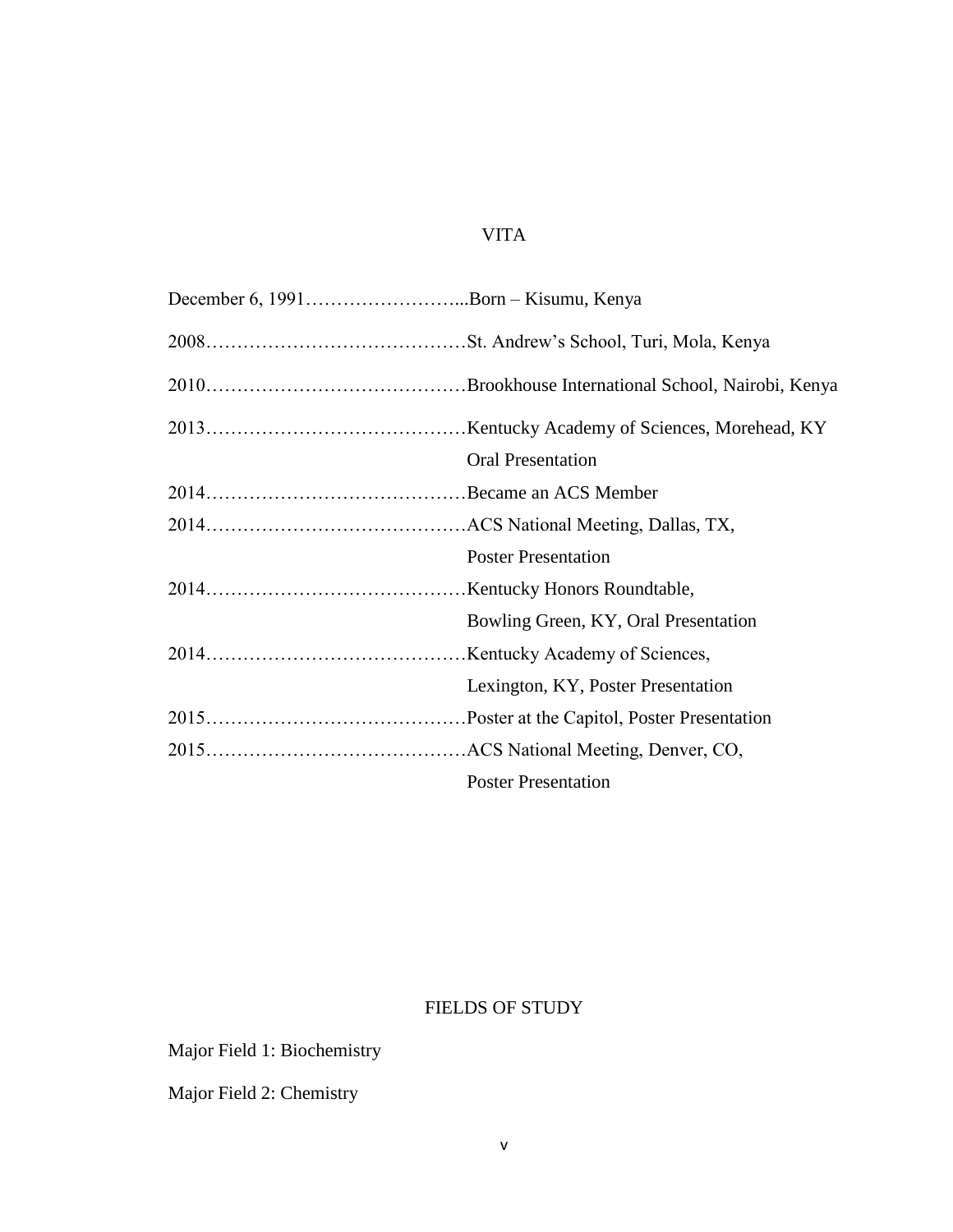# VITA

December 6, 1991……………………...Born – Kisumu, Kenya

2008……………………………………St. Andrew's School, Turi, Mola, Kenya

2010……………………………………Brookhouse International School, Nairobi, Kenya

2013……………………………………Kentucky Academy of Sciences, Morehead, KY
Oral Presentation

2014……………………………………Became an ACS Member

2014……………………………………ACS National Meeting, Dallas, TX,
Poster Presentation

2014……………………………………Kentucky Honors Roundtable,
Bowling Green, KY, Oral Presentation

2014……………………………………Kentucky Academy of Sciences,
Lexington, KY, Poster Presentation

2015……………………………………Poster at the Capitol, Poster Presentation

2015……………………………………ACS National Meeting, Denver, CO,
Poster Presentation

# FIELDS OF STUDY

Major Field 1: Biochemistry

Major Field 2: Chemistry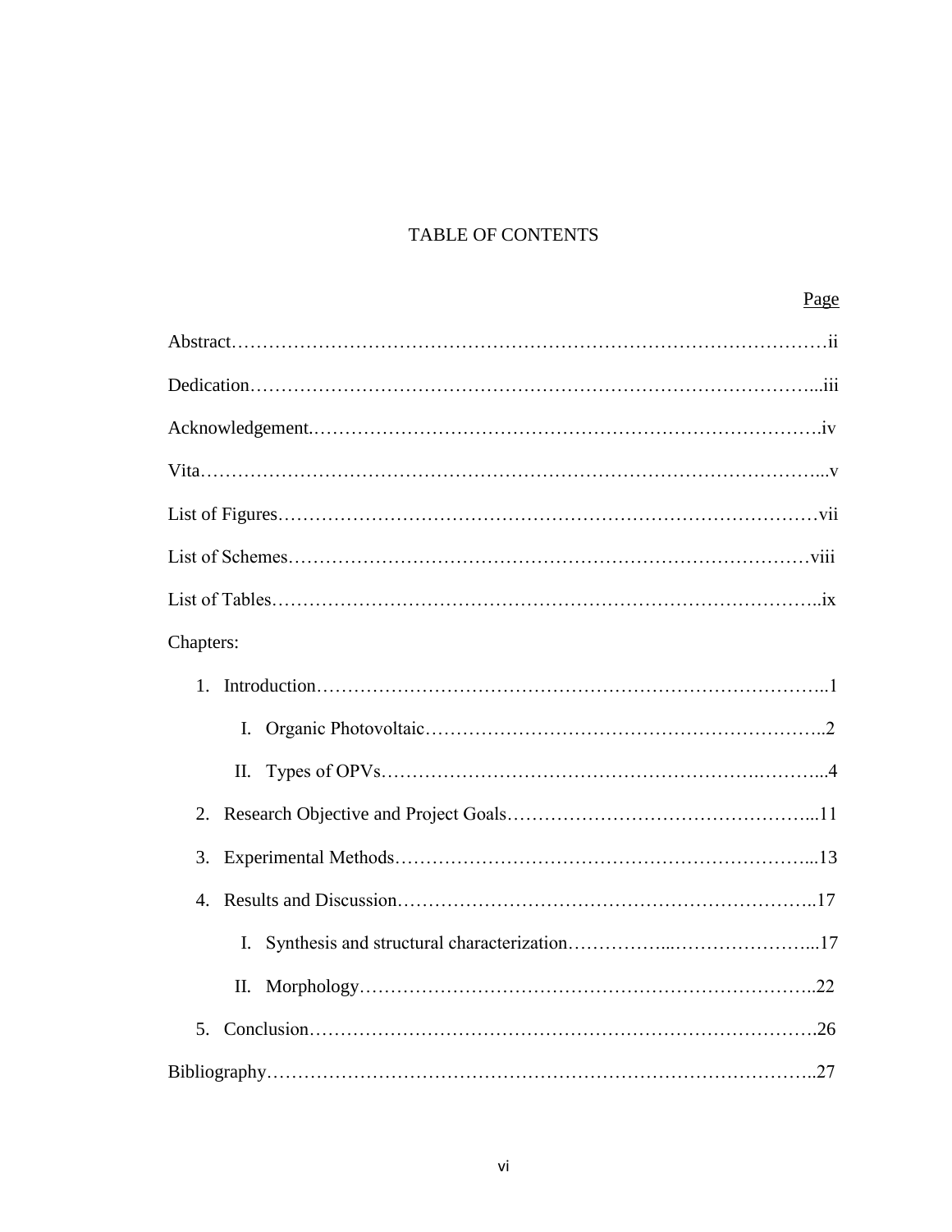# TABLE OF CONTENTS

Page

Abstract……………………………………………………………………………………ii

Dedication…………………………………………………………………………………...iii

Acknowledgement.……………………………………………………………………….iv

Vita………………………………………………………………………………………...v

List of Figures……………………………………………………………………………vii

List of Schemes…………………………………………………………………………viii

List of Tables……………………………………………………………………………..ix

Chapters:

1. Introduction……………………………………………………………………………..1
   - I. Organic Photovoltaic………………………………………………………..2
   - II. Types of OPVs…………………………………………………….………...4
2. Research Objective and Project Goals…………………………………………...11
3. Experimental Methods…………………………………………………………...13
4. Results and Discussion…………………………………………………………..17
   - I. Synthesis and structural characterization……………...…………………...17
   - II. Morphology…………………………………………………………………..22
5. Conclusion……………………………………………………………………….26

Bibliography……………………………………………………………………………...27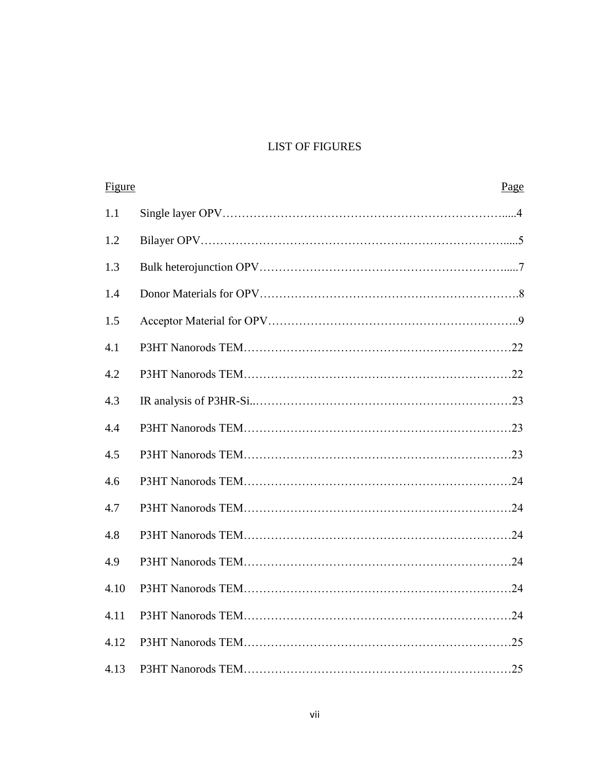# LIST OF FIGURES

| Figure | | Page |
|---|---|---|
| 1.1 | Single layer OPV | 4 |
| 1.2 | Bilayer OPV | 5 |
| 1.3 | Bulk heterojunction OPV | 7 |
| 1.4 | Donor Materials for OPV | 8 |
| 1.5 | Acceptor Material for OPV | 9 |
| 4.1 | P3HT Nanorods TEM | 22 |
| 4.2 | P3HT Nanorods TEM | 22 |
| 4.3 | IR analysis of P3HR-Si. | 23 |
| 4.4 | P3HT Nanorods TEM | 23 |
| 4.5 | P3HT Nanorods TEM | 23 |
| 4.6 | P3HT Nanorods TEM | 24 |
| 4.7 | P3HT Nanorods TEM | 24 |
| 4.8 | P3HT Nanorods TEM | 24 |
| 4.9 | P3HT Nanorods TEM | 24 |
| 4.10 | P3HT Nanorods TEM | 24 |
| 4.11 | P3HT Nanorods TEM | 24 |
| 4.12 | P3HT Nanorods TEM | 25 |
| 4.13 | P3HT Nanorods TEM | 25 |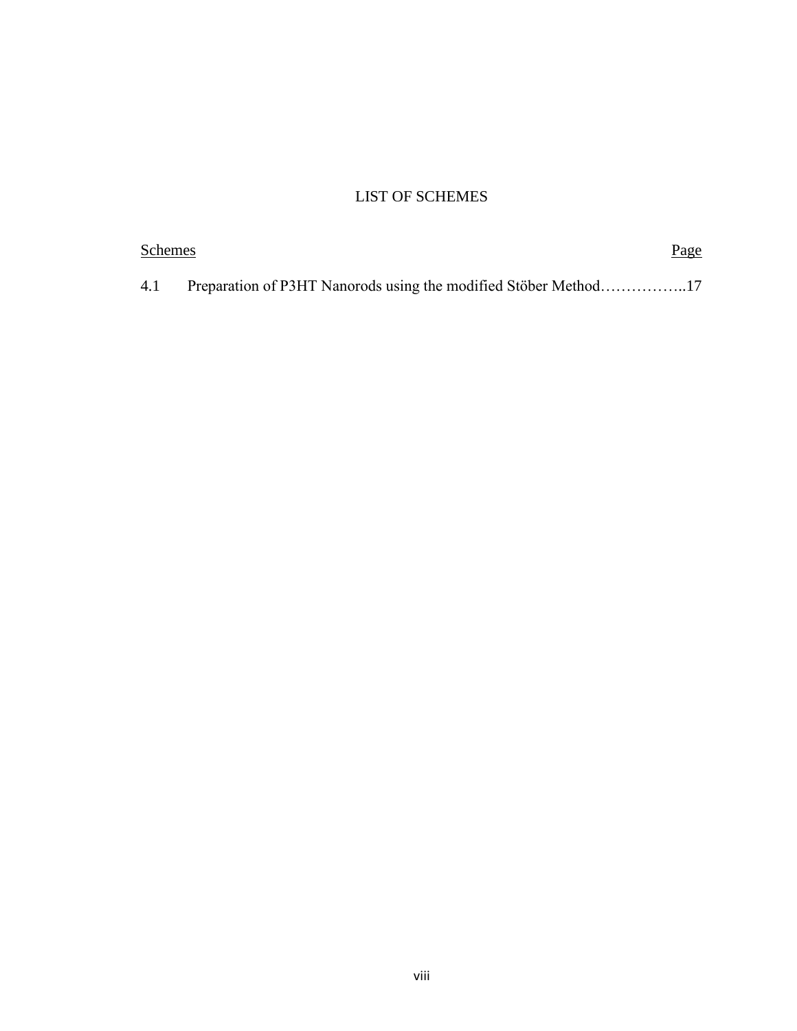# LIST OF SCHEMES

| Schemes | | Page |
|---|---|---|
| 4.1 | Preparation of P3HT Nanorods using the modified Stöber Method | 17 |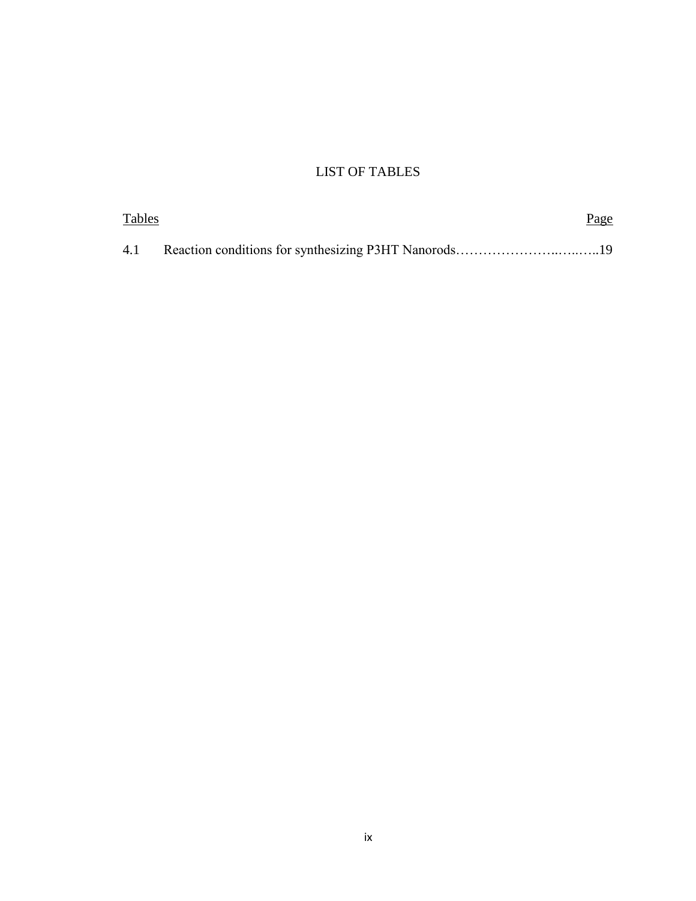# LIST OF TABLES

Tables | Page

4.1 Reaction conditions for synthesizing P3HT Nanorods……………………..…..…..19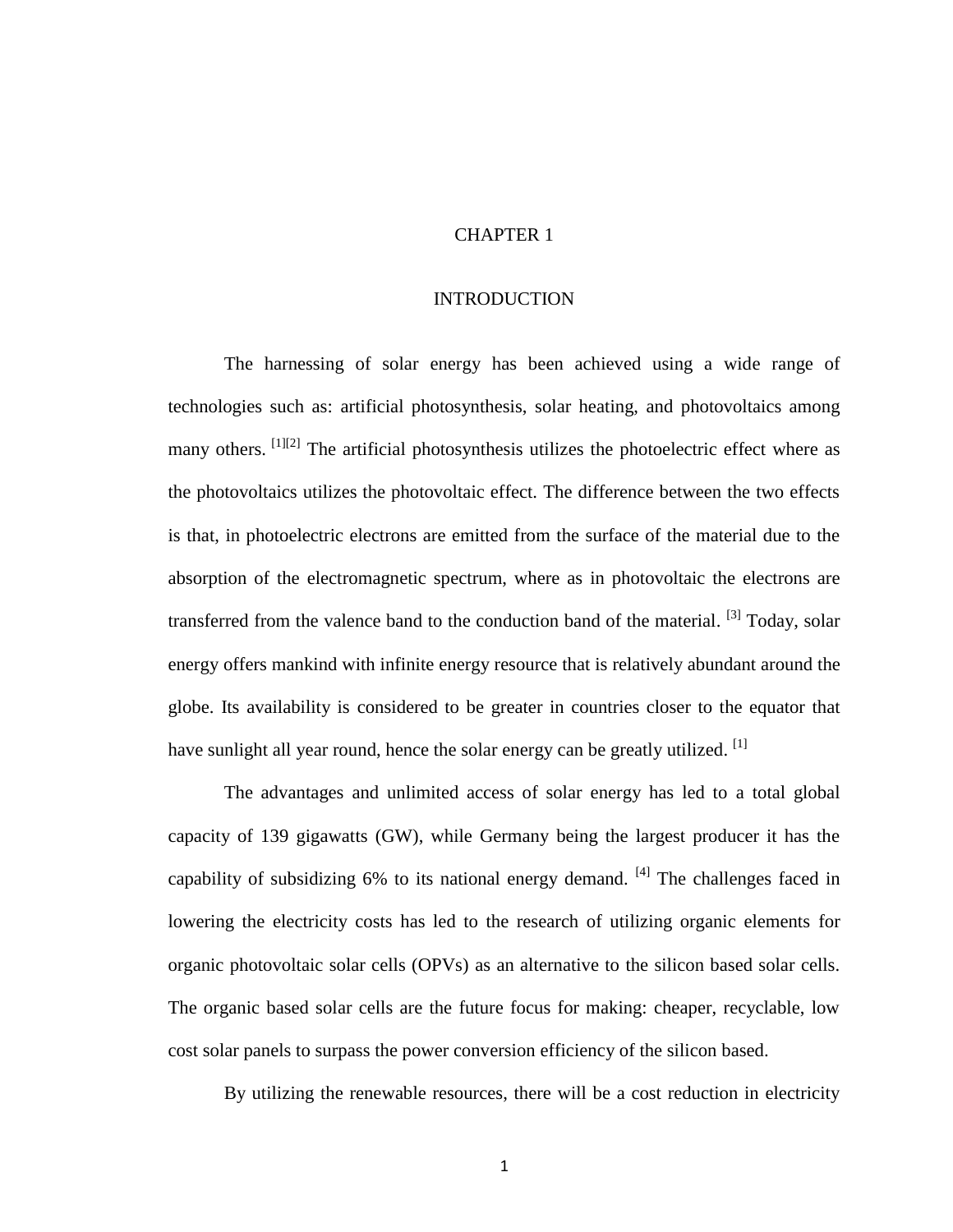# CHAPTER 1

# INTRODUCTION

The harnessing of solar energy has been achieved using a wide range of technologies such as: artificial photosynthesis, solar heating, and photovoltaics among many others. [1][2] The artificial photosynthesis utilizes the photoelectric effect where as the photovoltaics utilizes the photovoltaic effect. The difference between the two effects is that, in photoelectric electrons are emitted from the surface of the material due to the absorption of the electromagnetic spectrum, where as in photovoltaic the electrons are transferred from the valence band to the conduction band of the material. [3] Today, solar energy offers mankind with infinite energy resource that is relatively abundant around the globe. Its availability is considered to be greater in countries closer to the equator that have sunlight all year round, hence the solar energy can be greatly utilized. [1]

The advantages and unlimited access of solar energy has led to a total global capacity of 139 gigawatts (GW), while Germany being the largest producer it has the capability of subsidizing 6% to its national energy demand. [4] The challenges faced in lowering the electricity costs has led to the research of utilizing organic elements for organic photovoltaic solar cells (OPVs) as an alternative to the silicon based solar cells. The organic based solar cells are the future focus for making: cheaper, recyclable, low cost solar panels to surpass the power conversion efficiency of the silicon based.

By utilizing the renewable resources, there will be a cost reduction in electricity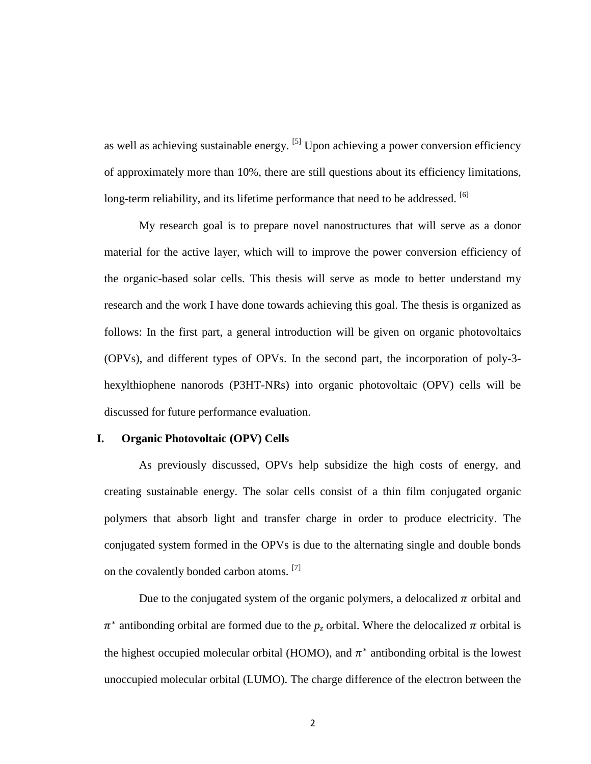as well as achieving sustainable energy. [5] Upon achieving a power conversion efficiency of approximately more than 10%, there are still questions about its efficiency limitations, long-term reliability, and its lifetime performance that need to be addressed. [6]

My research goal is to prepare novel nanostructures that will serve as a donor material for the active layer, which will to improve the power conversion efficiency of the organic-based solar cells. This thesis will serve as mode to better understand my research and the work I have done towards achieving this goal. The thesis is organized as follows: In the first part, a general introduction will be given on organic photovoltaics (OPVs), and different types of OPVs. In the second part, the incorporation of poly-3-hexylthiophene nanorods (P3HT-NRs) into organic photovoltaic (OPV) cells will be discussed for future performance evaluation.

## I. Organic Photovoltaic (OPV) Cells

As previously discussed, OPVs help subsidize the high costs of energy, and creating sustainable energy. The solar cells consist of a thin film conjugated organic polymers that absorb light and transfer charge in order to produce electricity. The conjugated system formed in the OPVs is due to the alternating single and double bonds on the covalently bonded carbon atoms. [7]

Due to the conjugated system of the organic polymers, a delocalized $\pi$ orbital and $\pi^*$ antibonding orbital are formed due to the $p_z$ orbital. Where the delocalized $\pi$ orbital is the highest occupied molecular orbital (HOMO), and $\pi^*$ antibonding orbital is the lowest unoccupied molecular orbital (LUMO). The charge difference of the electron between the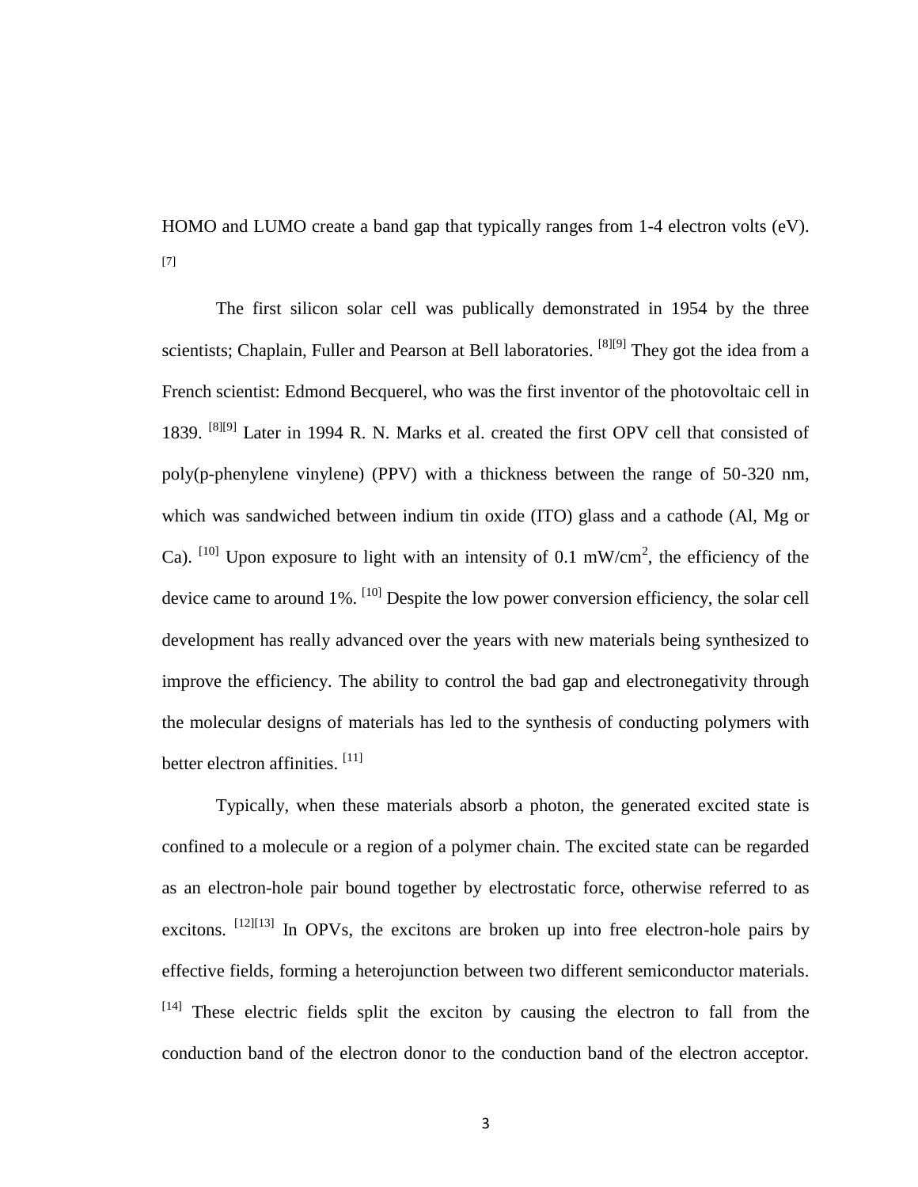HOMO and LUMO create a band gap that typically ranges from 1-4 electron volts (eV). [7]

The first silicon solar cell was publically demonstrated in 1954 by the three scientists; Chaplain, Fuller and Pearson at Bell laboratories. [8][9] They got the idea from a French scientist: Edmond Becquerel, who was the first inventor of the photovoltaic cell in 1839. [8][9] Later in 1994 R. N. Marks et al. created the first OPV cell that consisted of poly(p-phenylene vinylene) (PPV) with a thickness between the range of 50-320 nm, which was sandwiched between indium tin oxide (ITO) glass and a cathode (Al, Mg or Ca). [10] Upon exposure to light with an intensity of 0.1 mW/cm$^2$, the efficiency of the device came to around 1%. [10] Despite the low power conversion efficiency, the solar cell development has really advanced over the years with new materials being synthesized to improve the efficiency. The ability to control the bad gap and electronegativity through the molecular designs of materials has led to the synthesis of conducting polymers with better electron affinities. [11]

Typically, when these materials absorb a photon, the generated excited state is confined to a molecule or a region of a polymer chain. The excited state can be regarded as an electron-hole pair bound together by electrostatic force, otherwise referred to as excitons. [12][13] In OPVs, the excitons are broken up into free electron-hole pairs by effective fields, forming a heterojunction between two different semiconductor materials. [14] These electric fields split the exciton by causing the electron to fall from the conduction band of the electron donor to the conduction band of the electron acceptor.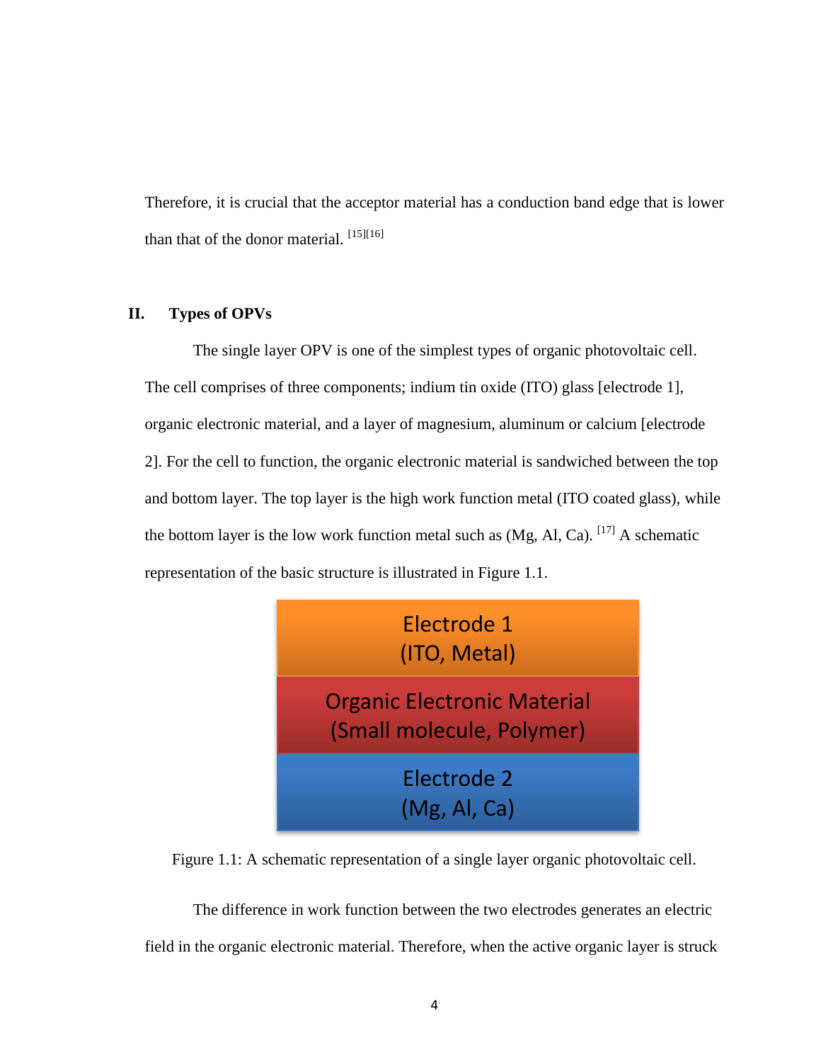Therefore, it is crucial that the acceptor material has a conduction band edge that is lower than that of the donor material. [15][16]

## II. Types of OPVs

The single layer OPV is one of the simplest types of organic photovoltaic cell. The cell comprises of three components; indium tin oxide (ITO) glass [electrode 1], organic electronic material, and a layer of magnesium, aluminum or calcium [electrode 2]. For the cell to function, the organic electronic material is sandwiched between the top and bottom layer. The top layer is the high work function metal (ITO coated glass), while the bottom layer is the low work function metal such as (Mg, Al, Ca). [17] A schematic representation of the basic structure is illustrated in Figure 1.1.

| Electrode 1 (ITO, Metal) |
|---|
| Organic Electronic Material (Small molecule, Polymer) |
| Electrode 2 (Mg, Al, Ca) |

Figure 1.1: A schematic representation of a single layer organic photovoltaic cell.

The difference in work function between the two electrodes generates an electric field in the organic electronic material. Therefore, when the active organic layer is struck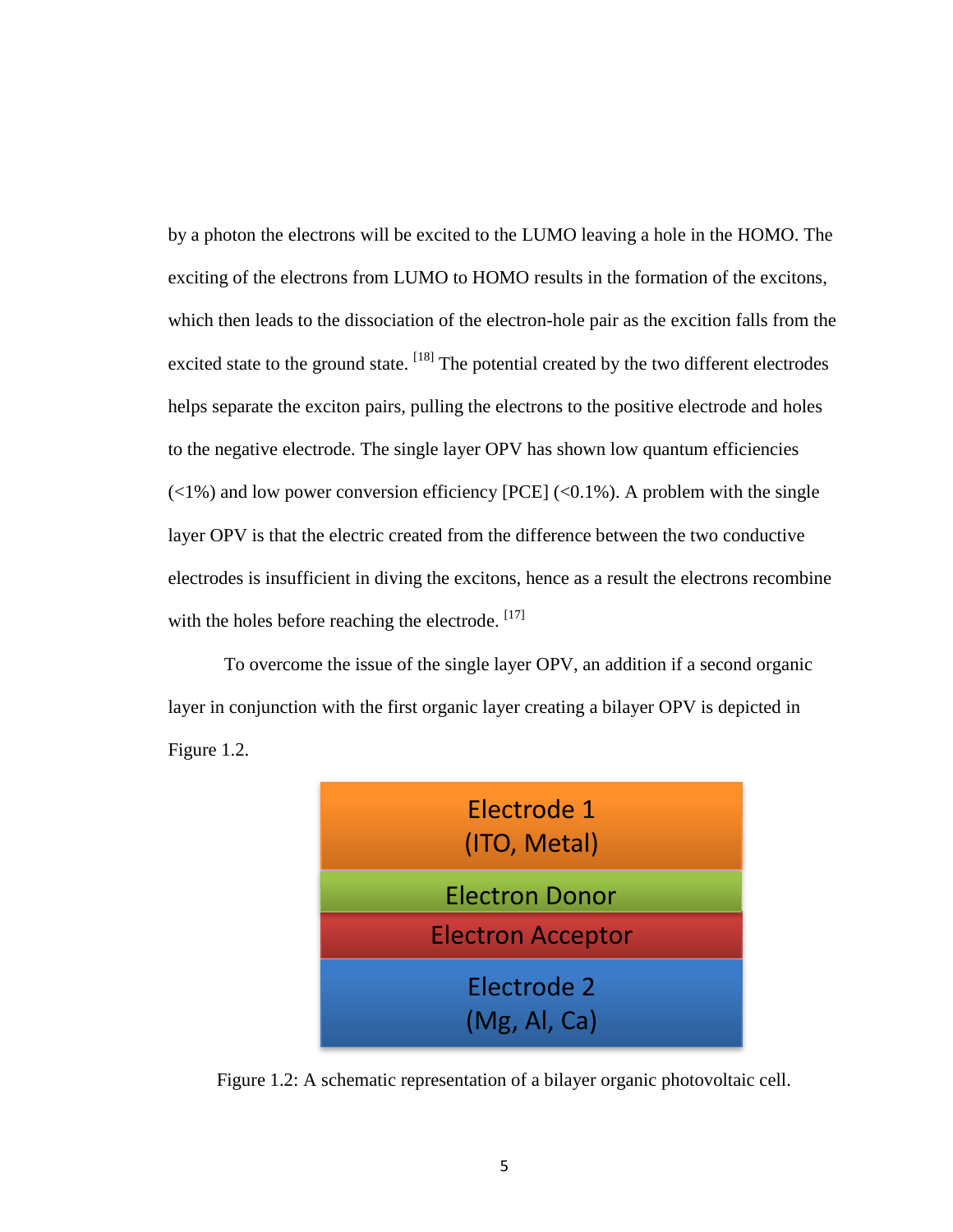by a photon the electrons will be excited to the LUMO leaving a hole in the HOMO. The exciting of the electrons from LUMO to HOMO results in the formation of the excitons, which then leads to the dissociation of the electron-hole pair as the excition falls from the excited state to the ground state. [18] The potential created by the two different electrodes helps separate the exciton pairs, pulling the electrons to the positive electrode and holes to the negative electrode. The single layer OPV has shown low quantum efficiencies (<1%) and low power conversion efficiency [PCE] (<0.1%). A problem with the single layer OPV is that the electric created from the difference between the two conductive electrodes is insufficient in diving the excitons, hence as a result the electrons recombine with the holes before reaching the electrode. [17]

To overcome the issue of the single layer OPV, an addition if a second organic layer in conjunction with the first organic layer creating a bilayer OPV is depicted in Figure 1.2.

Electrode 1
(ITO, Metal)

Electron Donor

Electron Acceptor

Electrode 2
(Mg, Al, Ca)

Figure 1.2: A schematic representation of a bilayer organic photovoltaic cell.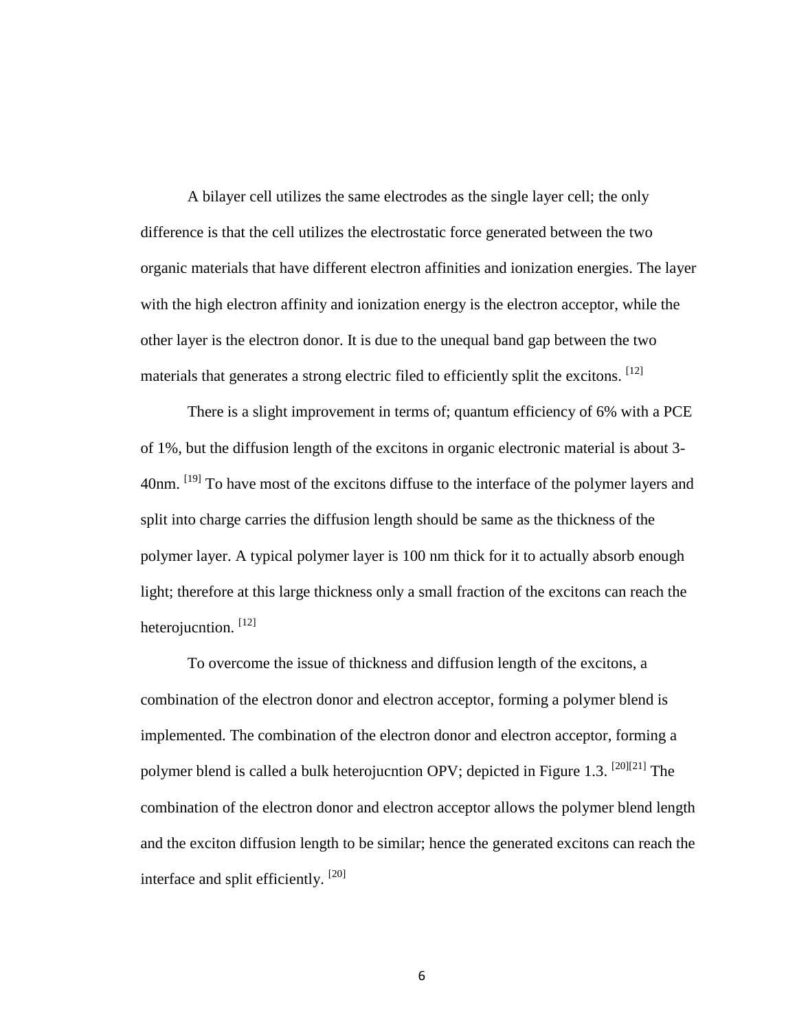A bilayer cell utilizes the same electrodes as the single layer cell; the only difference is that the cell utilizes the electrostatic force generated between the two organic materials that have different electron affinities and ionization energies. The layer with the high electron affinity and ionization energy is the electron acceptor, while the other layer is the electron donor. It is due to the unequal band gap between the two materials that generates a strong electric filed to efficiently split the excitons. [12]

There is a slight improvement in terms of; quantum efficiency of 6% with a PCE of 1%, but the diffusion length of the excitons in organic electronic material is about 3-40nm. [19] To have most of the excitons diffuse to the interface of the polymer layers and split into charge carries the diffusion length should be same as the thickness of the polymer layer. A typical polymer layer is 100 nm thick for it to actually absorb enough light; therefore at this large thickness only a small fraction of the excitons can reach the heterojucntion. [12]

To overcome the issue of thickness and diffusion length of the excitons, a combination of the electron donor and electron acceptor, forming a polymer blend is implemented. The combination of the electron donor and electron acceptor, forming a polymer blend is called a bulk heterojucntion OPV; depicted in Figure 1.3. [20][21] The combination of the electron donor and electron acceptor allows the polymer blend length and the exciton diffusion length to be similar; hence the generated excitons can reach the interface and split efficiently. [20]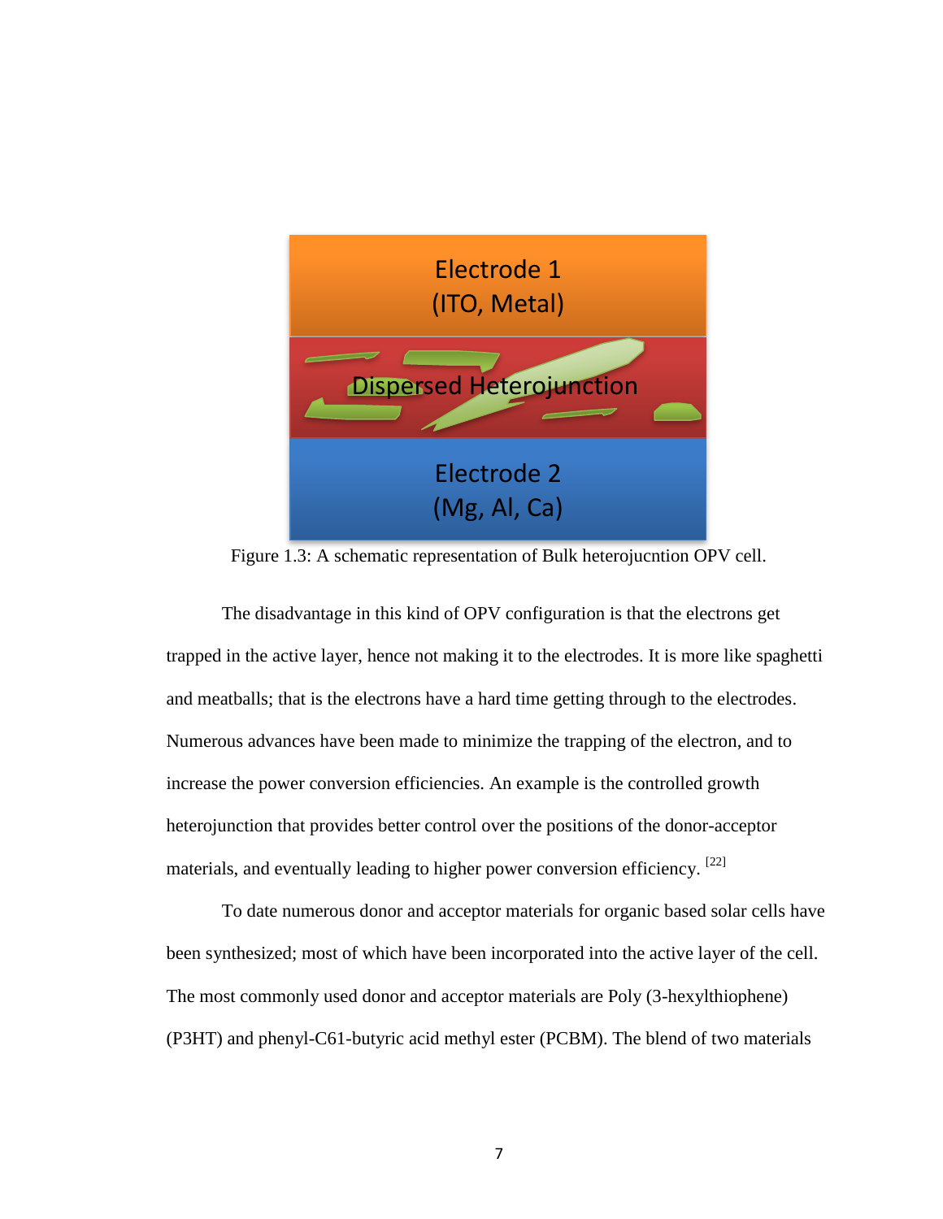Electrode 1
(ITO, Metal)

Dispersed Heterojunction

Electrode 2
(Mg, Al, Ca)

Figure 1.3: A schematic representation of Bulk heterojucntion OPV cell.

The disadvantage in this kind of OPV configuration is that the electrons get trapped in the active layer, hence not making it to the electrodes. It is more like spaghetti and meatballs; that is the electrons have a hard time getting through to the electrodes. Numerous advances have been made to minimize the trapping of the electron, and to increase the power conversion efficiencies. An example is the controlled growth heterojunction that provides better control over the positions of the donor-acceptor materials, and eventually leading to higher power conversion efficiency. [22]

To date numerous donor and acceptor materials for organic based solar cells have been synthesized; most of which have been incorporated into the active layer of the cell. The most commonly used donor and acceptor materials are Poly (3-hexylthiophene) (P3HT) and phenyl-C61-butyric acid methyl ester (PCBM). The blend of two materials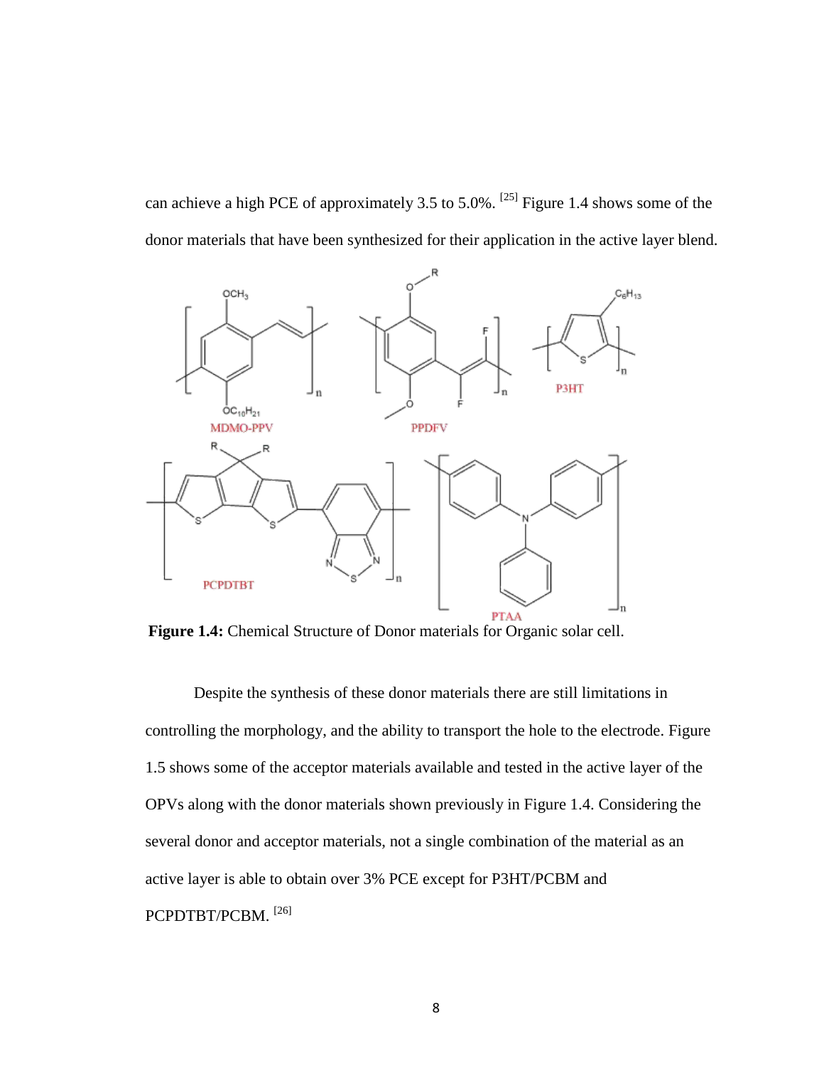can achieve a high PCE of approximately 3.5 to 5.0%. [25] Figure 1.4 shows some of the donor materials that have been synthesized for their application in the active layer blend.

**Figure 1.4:** Chemical Structure of Donor materials for Organic solar cell.

Despite the synthesis of these donor materials there are still limitations in controlling the morphology, and the ability to transport the hole to the electrode. Figure 1.5 shows some of the acceptor materials available and tested in the active layer of the OPVs along with the donor materials shown previously in Figure 1.4. Considering the several donor and acceptor materials, not a single combination of the material as an active layer is able to obtain over 3% PCE except for P3HT/PCBM and PCPDTBT/PCBM. [26]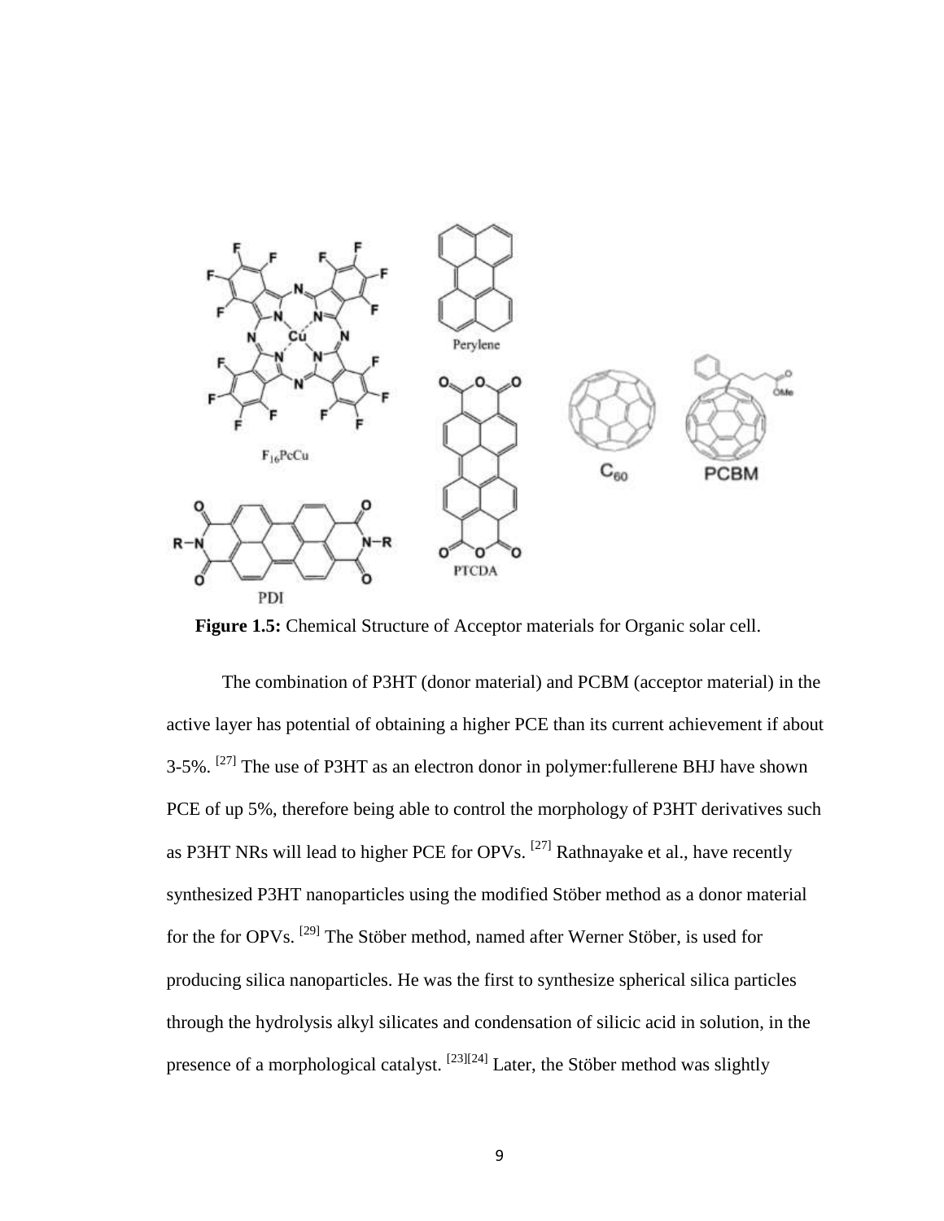**Figure 1.5:** Chemical Structure of Acceptor materials for Organic solar cell.

The combination of P3HT (donor material) and PCBM (acceptor material) in the active layer has potential of obtaining a higher PCE than its current achievement if about 3-5%. [27] The use of P3HT as an electron donor in polymer:fullerene BHJ have shown PCE of up 5%, therefore being able to control the morphology of P3HT derivatives such as P3HT NRs will lead to higher PCE for OPVs. [27] Rathnayake et al., have recently synthesized P3HT nanoparticles using the modified Stöber method as a donor material for the for OPVs. [29] The Stöber method, named after Werner Stöber, is used for producing silica nanoparticles. He was the first to synthesize spherical silica particles through the hydrolysis alkyl silicates and condensation of silicic acid in solution, in the presence of a morphological catalyst. [23][24] Later, the Stöber method was slightly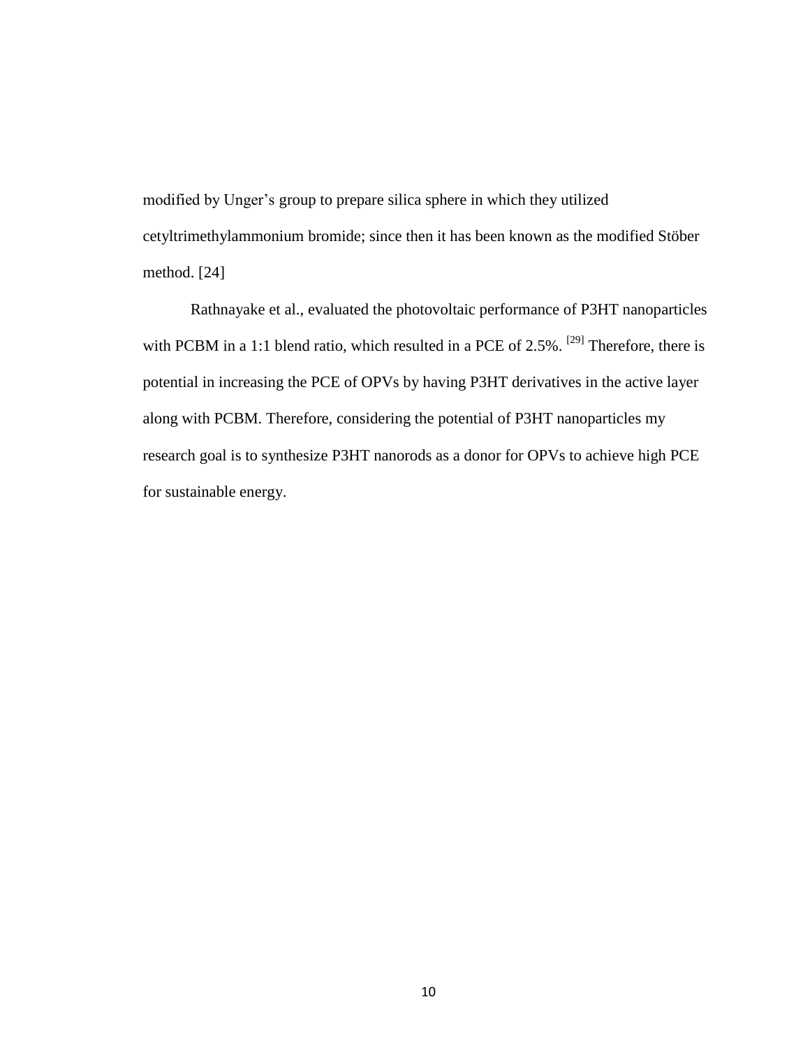modified by Unger's group to prepare silica sphere in which they utilized cetyltrimethylammonium bromide; since then it has been known as the modified Stöber method. [24]

Rathnayake et al., evaluated the photovoltaic performance of P3HT nanoparticles with PCBM in a 1:1 blend ratio, which resulted in a PCE of 2.5%. [29] Therefore, there is potential in increasing the PCE of OPVs by having P3HT derivatives in the active layer along with PCBM. Therefore, considering the potential of P3HT nanoparticles my research goal is to synthesize P3HT nanorods as a donor for OPVs to achieve high PCE for sustainable energy.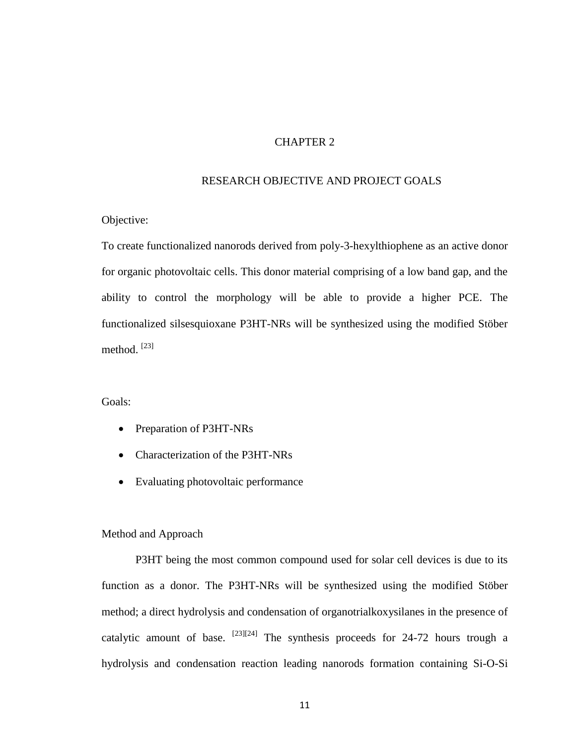# CHAPTER 2

## RESEARCH OBJECTIVE AND PROJECT GOALS

Objective:

To create functionalized nanorods derived from poly-3-hexylthiophene as an active donor for organic photovoltaic cells. This donor material comprising of a low band gap, and the ability to control the morphology will be able to provide a higher PCE. The functionalized silsesquioxane P3HT-NRs will be synthesized using the modified Stöber method. [23]

Goals:

- Preparation of P3HT-NRs
- Characterization of the P3HT-NRs
- Evaluating photovoltaic performance

Method and Approach

P3HT being the most common compound used for solar cell devices is due to its function as a donor. The P3HT-NRs will be synthesized using the modified Stöber method; a direct hydrolysis and condensation of organotrialkoxysilanes in the presence of catalytic amount of base. [23][24] The synthesis proceeds for 24-72 hours trough a hydrolysis and condensation reaction leading nanorods formation containing Si-O-Si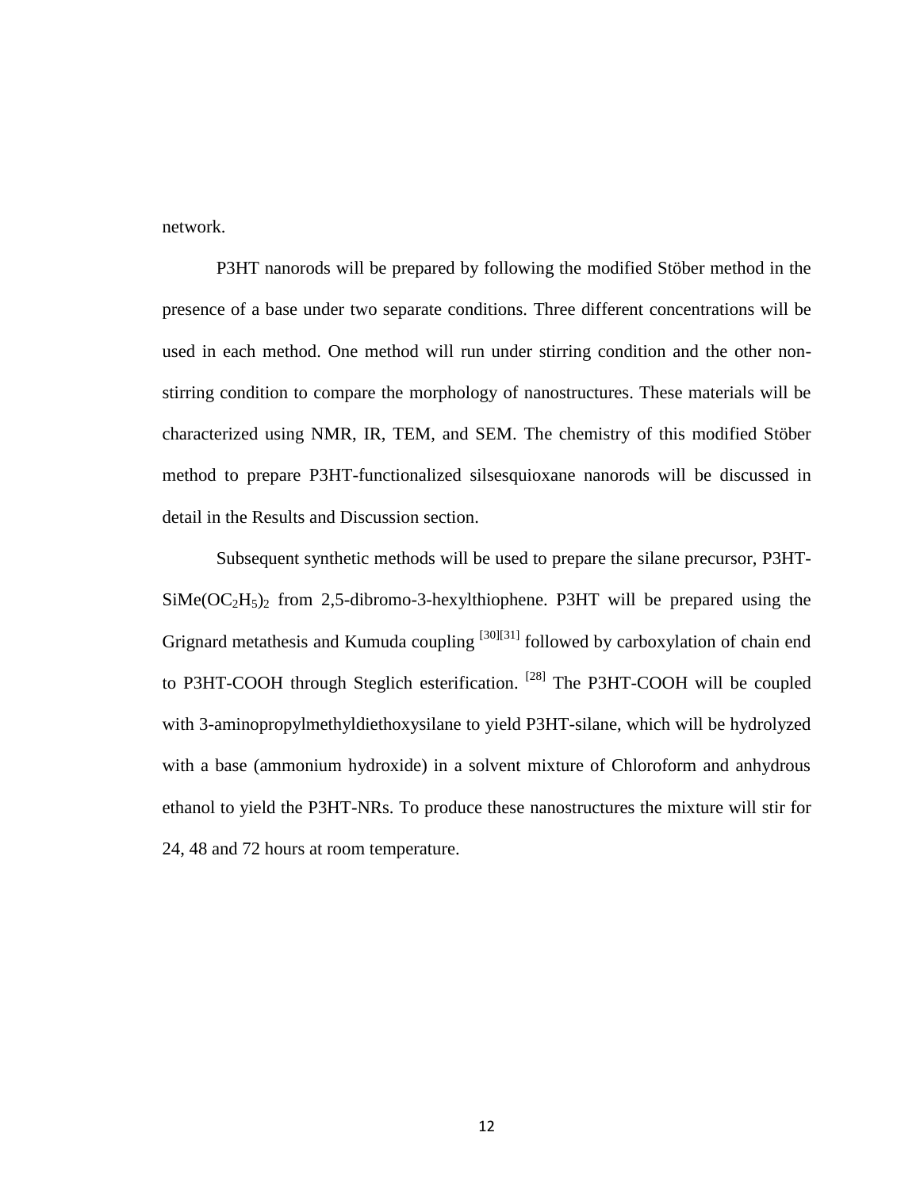network.

P3HT nanorods will be prepared by following the modified Stöber method in the presence of a base under two separate conditions. Three different concentrations will be used in each method. One method will run under stirring condition and the other non-stirring condition to compare the morphology of nanostructures. These materials will be characterized using NMR, IR, TEM, and SEM. The chemistry of this modified Stöber method to prepare P3HT-functionalized silsesquioxane nanorods will be discussed in detail in the Results and Discussion section.

Subsequent synthetic methods will be used to prepare the silane precursor, P3HT-$SiMe(OC_2H_5)_2$ from 2,5-dibromo-3-hexylthiophene. P3HT will be prepared using the Grignard metathesis and Kumuda coupling [30][31] followed by carboxylation of chain end to P3HT-COOH through Steglich esterification. [28] The P3HT-COOH will be coupled with 3-aminopropylmethyldiethoxysilane to yield P3HT-silane, which will be hydrolyzed with a base (ammonium hydroxide) in a solvent mixture of Chloroform and anhydrous ethanol to yield the P3HT-NRs. To produce these nanostructures the mixture will stir for 24, 48 and 72 hours at room temperature.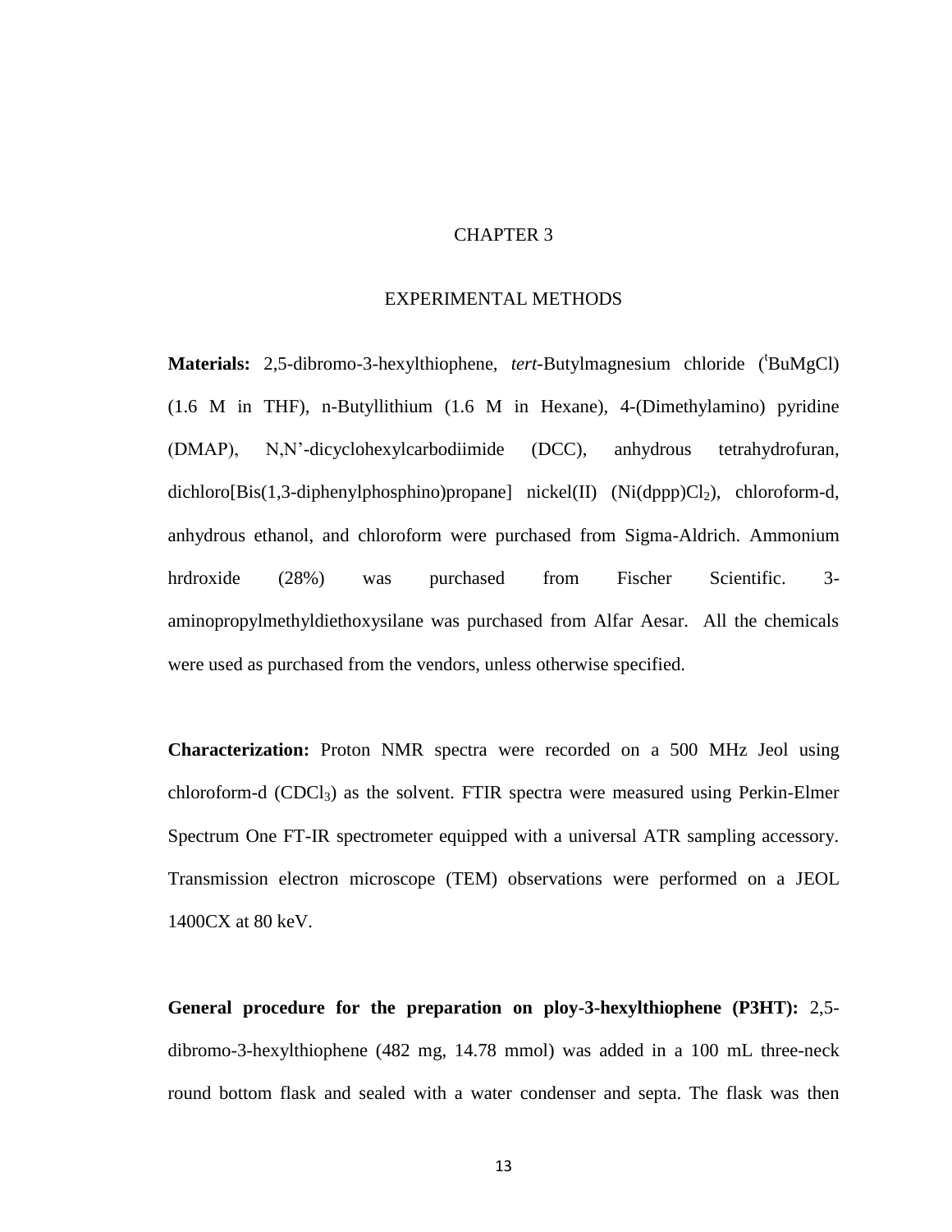# CHAPTER 3

## EXPERIMENTAL METHODS

**Materials:** 2,5-dibromo-3-hexylthiophene, *tert*-Butylmagnesium chloride ($^t$BuMgCl) (1.6 M in THF), n-Butyllithium (1.6 M in Hexane), 4-(Dimethylamino) pyridine (DMAP), N,N'-dicyclohexylcarbodiimide (DCC), anhydrous tetrahydrofuran, dichloro[Bis(1,3-diphenylphosphino)propane] nickel(II) (Ni(dppp)$Cl_2$), chloroform-d, anhydrous ethanol, and chloroform were purchased from Sigma-Aldrich. Ammonium hrdroxide (28%) was purchased from Fischer Scientific. 3-aminopropylmethyldiethoxysilane was purchased from Alfar Aesar. All the chemicals were used as purchased from the vendors, unless otherwise specified.

**Characterization:** Proton NMR spectra were recorded on a 500 MHz Jeol using chloroform-d ($CDCl_3$) as the solvent. FTIR spectra were measured using Perkin-Elmer Spectrum One FT-IR spectrometer equipped with a universal ATR sampling accessory. Transmission electron microscope (TEM) observations were performed on a JEOL 1400CX at 80 keV.

**General procedure for the preparation on ploy-3-hexylthiophene (P3HT):** 2,5-dibromo-3-hexylthiophene (482 mg, 14.78 mmol) was added in a 100 mL three-neck round bottom flask and sealed with a water condenser and septa. The flask was then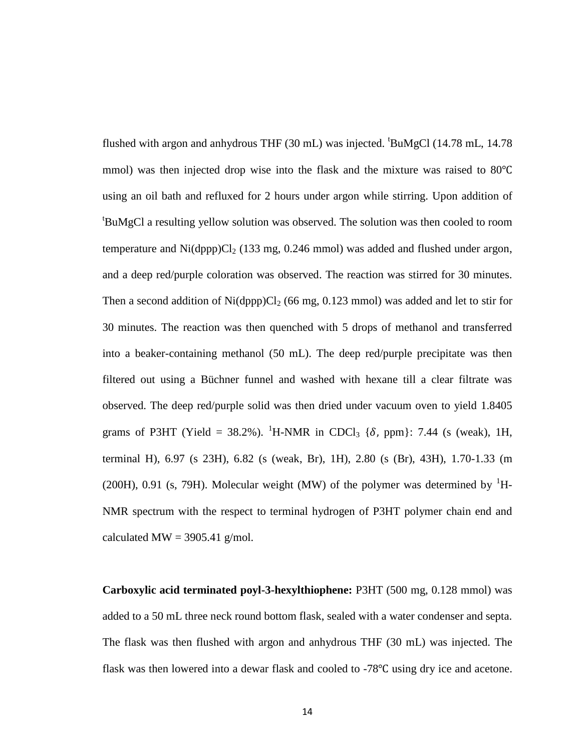flushed with argon and anhydrous THF (30 mL) was injected. $^{t}$BuMgCl (14.78 mL, 14.78 mmol) was then injected drop wise into the flask and the mixture was raised to 80℃ using an oil bath and refluxed for 2 hours under argon while stirring. Upon addition of $^{t}$BuMgCl a resulting yellow solution was observed. The solution was then cooled to room temperature and Ni(dppp)$Cl_2$ (133 mg, 0.246 mmol) was added and flushed under argon, and a deep red/purple coloration was observed. The reaction was stirred for 30 minutes. Then a second addition of Ni(dppp)$Cl_2$ (66 mg, 0.123 mmol) was added and let to stir for 30 minutes. The reaction was then quenched with 5 drops of methanol and transferred into a beaker-containing methanol (50 mL). The deep red/purple precipitate was then filtered out using a Büchner funnel and washed with hexane till a clear filtrate was observed. The deep red/purple solid was then dried under vacuum oven to yield 1.8405 grams of P3HT (Yield = 38.2%). $^{1}$H-NMR in $CDCl_3$ {$\delta$, ppm}: 7.44 (s (weak), 1H, terminal H), 6.97 (s 23H), 6.82 (s (weak, Br), 1H), 2.80 (s (Br), 43H), 1.70-1.33 (m (200H), 0.91 (s, 79H). Molecular weight (MW) of the polymer was determined by $^{1}$H-NMR spectrum with the respect to terminal hydrogen of P3HT polymer chain end and calculated MW = 3905.41 g/mol.

**Carboxylic acid terminated poyl-3-hexylthiophene:** P3HT (500 mg, 0.128 mmol) was added to a 50 mL three neck round bottom flask, sealed with a water condenser and septa. The flask was then flushed with argon and anhydrous THF (30 mL) was injected. The flask was then lowered into a dewar flask and cooled to -78℃ using dry ice and acetone.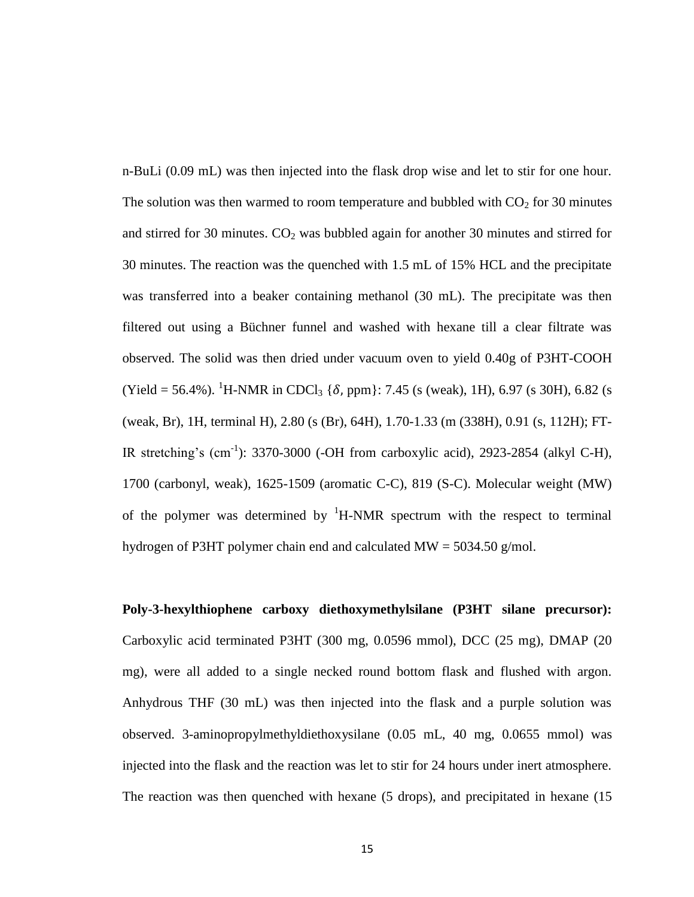n-BuLi (0.09 mL) was then injected into the flask drop wise and let to stir for one hour. The solution was then warmed to room temperature and bubbled with $CO_2$ for 30 minutes and stirred for 30 minutes. $CO_2$ was bubbled again for another 30 minutes and stirred for 30 minutes. The reaction was the quenched with 1.5 mL of 15% HCL and the precipitate was transferred into a beaker containing methanol (30 mL). The precipitate was then filtered out using a Büchner funnel and washed with hexane till a clear filtrate was observed. The solid was then dried under vacuum oven to yield 0.40g of P3HT-COOH (Yield = 56.4%). $^1$H-NMR in $CDCl_3$ {$\delta$, ppm}: 7.45 (s (weak), 1H), 6.97 (s 30H), 6.82 (s (weak, Br), 1H, terminal H), 2.80 (s (Br), 64H), 1.70-1.33 (m (338H), 0.91 (s, 112H); FT-IR stretching's (cm$^{-1}$): 3370-3000 (-OH from carboxylic acid), 2923-2854 (alkyl C-H), 1700 (carbonyl, weak), 1625-1509 (aromatic C-C), 819 (S-C). Molecular weight (MW) of the polymer was determined by $^1$H-NMR spectrum with the respect to terminal hydrogen of P3HT polymer chain end and calculated MW = 5034.50 g/mol.

**Poly-3-hexylthiophene carboxy diethoxymethylsilane (P3HT silane precursor):** Carboxylic acid terminated P3HT (300 mg, 0.0596 mmol), DCC (25 mg), DMAP (20 mg), were all added to a single necked round bottom flask and flushed with argon. Anhydrous THF (30 mL) was then injected into the flask and a purple solution was observed. 3-aminopropylmethyldiethoxysilane (0.05 mL, 40 mg, 0.0655 mmol) was injected into the flask and the reaction was let to stir for 24 hours under inert atmosphere. The reaction was then quenched with hexane (5 drops), and precipitated in hexane (15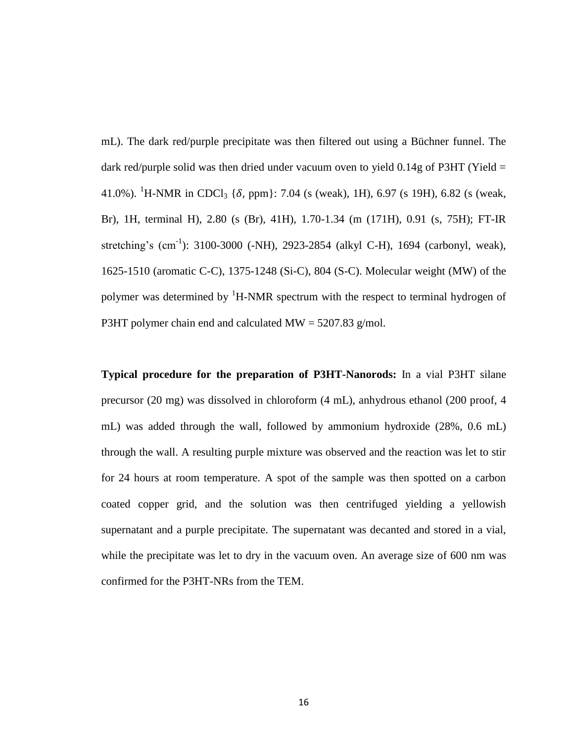mL). The dark red/purple precipitate was then filtered out using a Büchner funnel. The dark red/purple solid was then dried under vacuum oven to yield 0.14g of P3HT (Yield = 41.0%). $^1$H-NMR in $CDCl_3$ {$\delta$, ppm}: 7.04 (s (weak), 1H), 6.97 (s 19H), 6.82 (s (weak, Br), 1H, terminal H), 2.80 (s (Br), 41H), 1.70-1.34 (m (171H), 0.91 (s, 75H); FT-IR stretching's (cm$^{-1}$): 3100-3000 (-NH), 2923-2854 (alkyl C-H), 1694 (carbonyl, weak), 1625-1510 (aromatic C-C), 1375-1248 (Si-C), 804 (S-C). Molecular weight (MW) of the polymer was determined by $^1$H-NMR spectrum with the respect to terminal hydrogen of P3HT polymer chain end and calculated MW = 5207.83 g/mol.

**Typical procedure for the preparation of P3HT-Nanorods:** In a vial P3HT silane precursor (20 mg) was dissolved in chloroform (4 mL), anhydrous ethanol (200 proof, 4 mL) was added through the wall, followed by ammonium hydroxide (28%, 0.6 mL) through the wall. A resulting purple mixture was observed and the reaction was let to stir for 24 hours at room temperature. A spot of the sample was then spotted on a carbon coated copper grid, and the solution was then centrifuged yielding a yellowish supernatant and a purple precipitate. The supernatant was decanted and stored in a vial, while the precipitate was let to dry in the vacuum oven. An average size of 600 nm was confirmed for the P3HT-NRs from the TEM.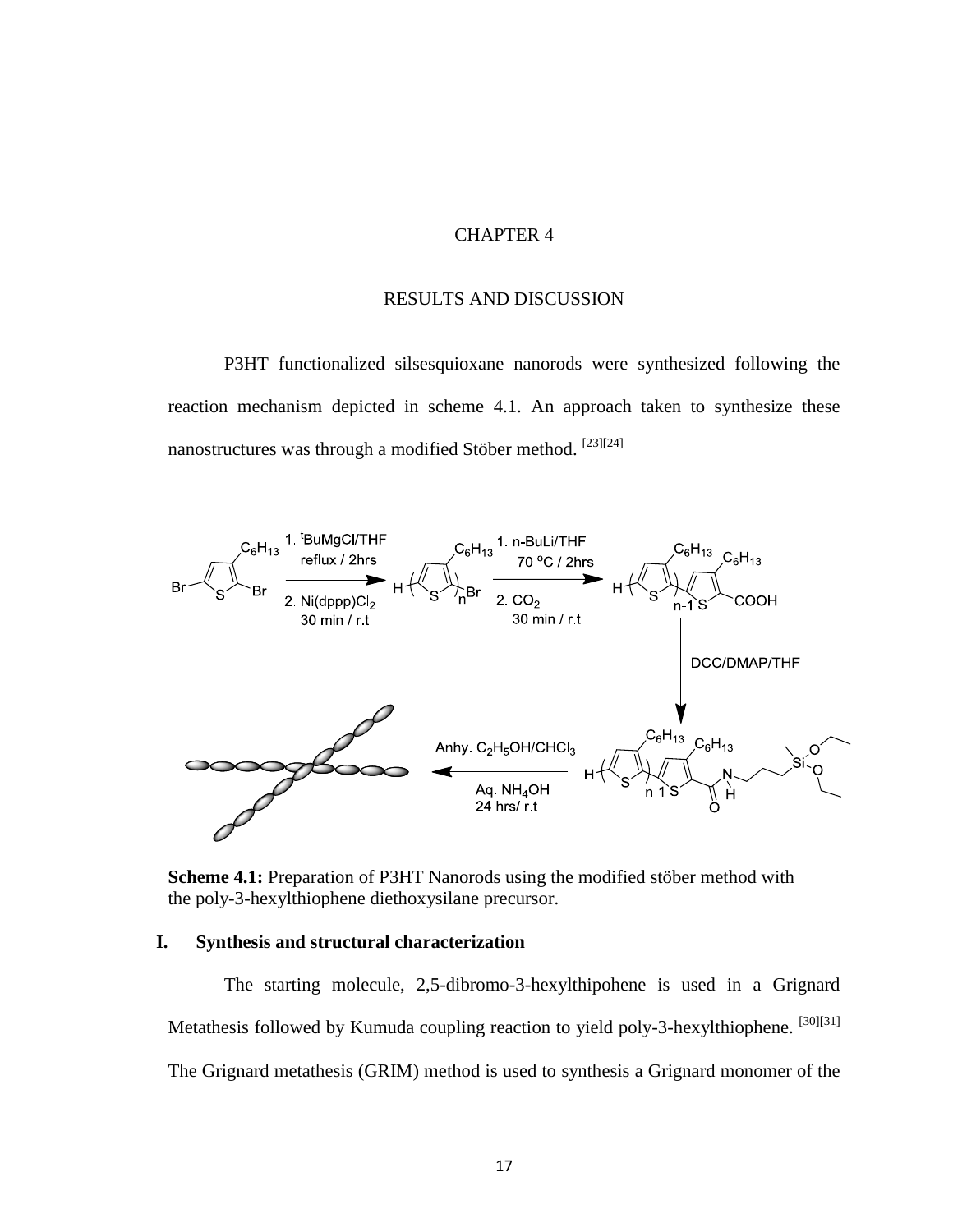# CHAPTER 4

## RESULTS AND DISCUSSION

P3HT functionalized silsesquioxane nanorods were synthesized following the reaction mechanism depicted in scheme 4.1. An approach taken to synthesize these nanostructures was through a modified Stöber method. [23][24]

**Scheme 4.1:** Preparation of P3HT Nanorods using the modified stöber method with the poly-3-hexylthiophene diethoxysilane precursor.

### I. Synthesis and structural characterization

The starting molecule, 2,5-dibromo-3-hexylthipohene is used in a Grignard Metathesis followed by Kumuda coupling reaction to yield poly-3-hexylthiophene. [30][31] The Grignard metathesis (GRIM) method is used to synthesis a Grignard monomer of the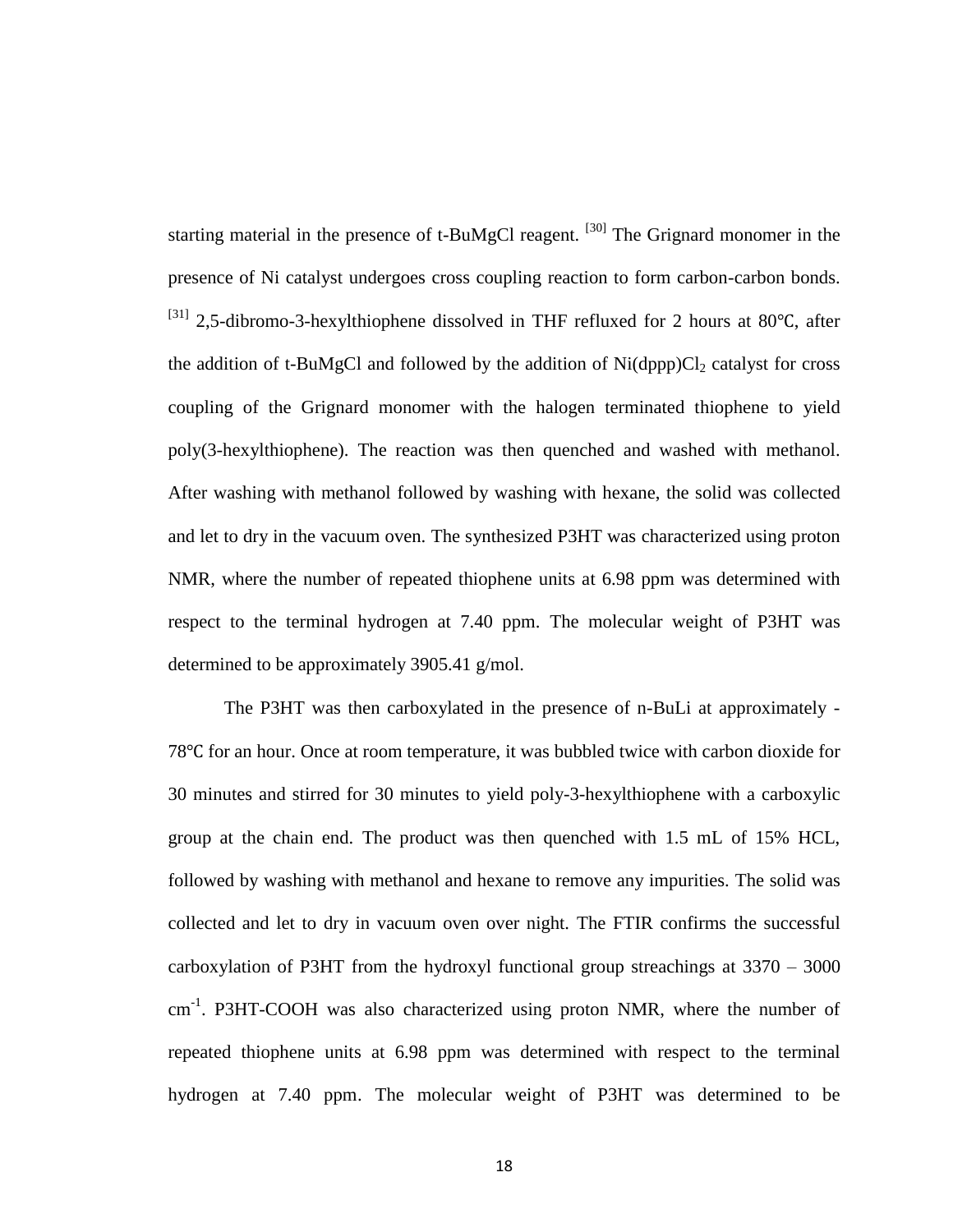starting material in the presence of t-BuMgCl reagent. [30] The Grignard monomer in the presence of Ni catalyst undergoes cross coupling reaction to form carbon-carbon bonds. [31] 2,5-dibromo-3-hexylthiophene dissolved in THF refluxed for 2 hours at 80℃, after the addition of t-BuMgCl and followed by the addition of Ni(dppp)$Cl_2$ catalyst for cross coupling of the Grignard monomer with the halogen terminated thiophene to yield poly(3-hexylthiophene). The reaction was then quenched and washed with methanol. After washing with methanol followed by washing with hexane, the solid was collected and let to dry in the vacuum oven. The synthesized P3HT was characterized using proton NMR, where the number of repeated thiophene units at 6.98 ppm was determined with respect to the terminal hydrogen at 7.40 ppm. The molecular weight of P3HT was determined to be approximately 3905.41 g/mol.

The P3HT was then carboxylated in the presence of n-BuLi at approximately -78℃ for an hour. Once at room temperature, it was bubbled twice with carbon dioxide for 30 minutes and stirred for 30 minutes to yield poly-3-hexylthiophene with a carboxylic group at the chain end. The product was then quenched with 1.5 mL of 15% HCL, followed by washing with methanol and hexane to remove any impurities. The solid was collected and let to dry in vacuum oven over night. The FTIR confirms the successful carboxylation of P3HT from the hydroxyl functional group streachings at 3370 – 3000 $cm^{-1}$. P3HT-COOH was also characterized using proton NMR, where the number of repeated thiophene units at 6.98 ppm was determined with respect to the terminal hydrogen at 7.40 ppm. The molecular weight of P3HT was determined to be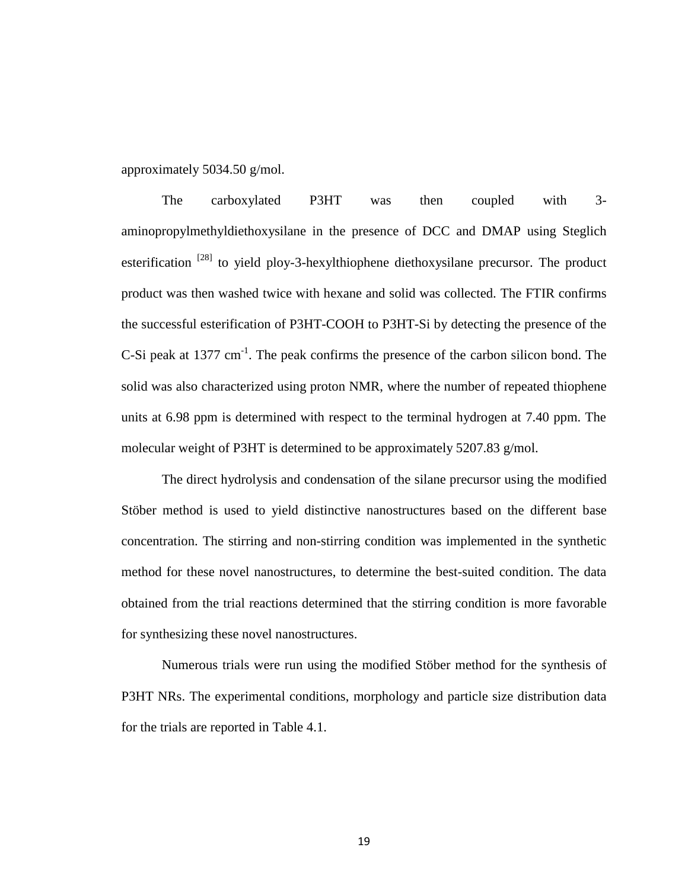approximately 5034.50 g/mol.

The carboxylated P3HT was then coupled with 3-aminopropylmethyldiethoxysilane in the presence of DCC and DMAP using Steglich esterification [28] to yield ploy-3-hexylthiophene diethoxysilane precursor. The product product was then washed twice with hexane and solid was collected. The FTIR confirms the successful esterification of P3HT-COOH to P3HT-Si by detecting the presence of the C-Si peak at 1377 $cm^{-1}$. The peak confirms the presence of the carbon silicon bond. The solid was also characterized using proton NMR, where the number of repeated thiophene units at 6.98 ppm is determined with respect to the terminal hydrogen at 7.40 ppm. The molecular weight of P3HT is determined to be approximately 5207.83 g/mol.

The direct hydrolysis and condensation of the silane precursor using the modified Stöber method is used to yield distinctive nanostructures based on the different base concentration. The stirring and non-stirring condition was implemented in the synthetic method for these novel nanostructures, to determine the best-suited condition. The data obtained from the trial reactions determined that the stirring condition is more favorable for synthesizing these novel nanostructures.

Numerous trials were run using the modified Stöber method for the synthesis of P3HT NRs. The experimental conditions, morphology and particle size distribution data for the trials are reported in Table 4.1.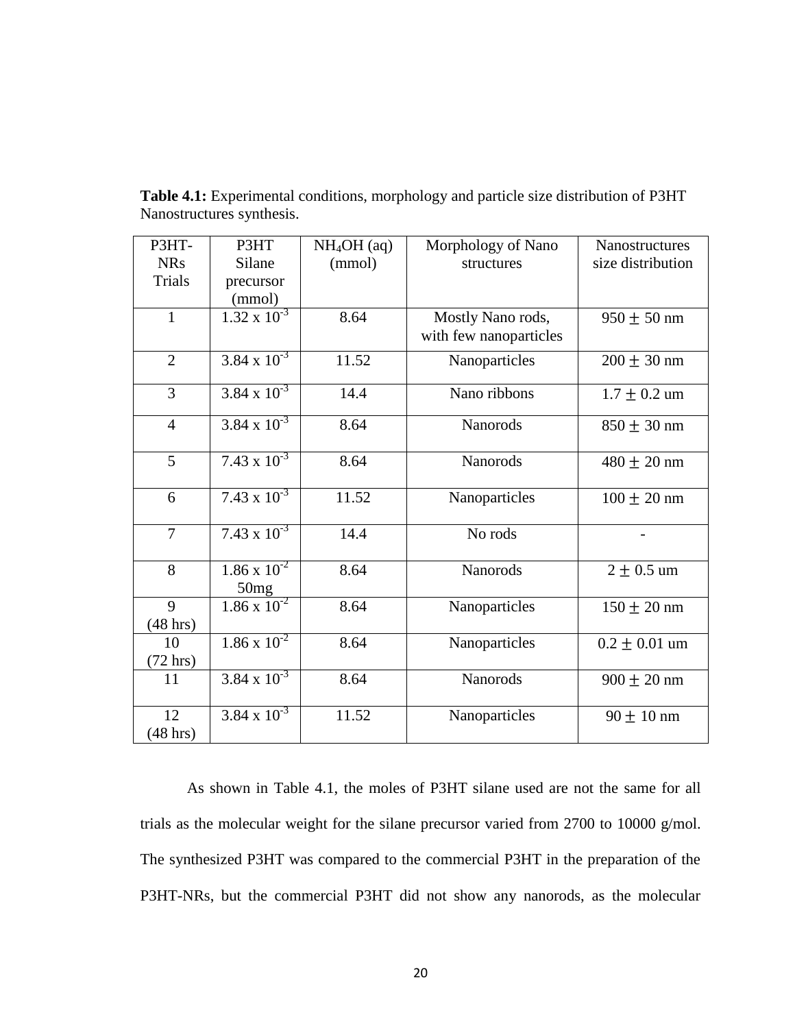**Table 4.1:** Experimental conditions, morphology and particle size distribution of P3HT Nanostructures synthesis.

| P3HT-NRs Trials | P3HT Silane precursor (mmol) | $NH_4OH$ (aq) (mmol) | Morphology of Nano structures | Nanostructures size distribution |
|---|---|---|---|---|
| 1 | $1.32 \times 10^{-3}$ | 8.64 | Mostly Nano rods, with few nanoparticles | $950 \pm 50$ nm |
| 2 | $3.84 \times 10^{-3}$ | 11.52 | Nanoparticles | $200 \pm 30$ nm |
| 3 | $3.84 \times 10^{-3}$ | 14.4 | Nano ribbons | $1.7 \pm 0.2$ um |
| 4 | $3.84 \times 10^{-3}$ | 8.64 | Nanorods | $850 \pm 30$ nm |
| 5 | $7.43 \times 10^{-3}$ | 8.64 | Nanorods | $480 \pm 20$ nm |
| 6 | $7.43 \times 10^{-3}$ | 11.52 | Nanoparticles | $100 \pm 20$ nm |
| 7 | $7.43 \times 10^{-3}$ | 14.4 | No rods | - |
| 8 | $1.86 \times 10^{-2}$ 50mg | 8.64 | Nanorods | $2 \pm 0.5$ um |
| 9 (48 hrs) | $1.86 \times 10^{-2}$ | 8.64 | Nanoparticles | $150 \pm 20$ nm |
| 10 (72 hrs) | $1.86 \times 10^{-2}$ | 8.64 | Nanoparticles | $0.2 \pm 0.01$ um |
| 11 | $3.84 \times 10^{-3}$ | 8.64 | Nanorods | $900 \pm 20$ nm |
| 12 (48 hrs) | $3.84 \times 10^{-3}$ | 11.52 | Nanoparticles | $90 \pm 10$ nm |

As shown in Table 4.1, the moles of P3HT silane used are not the same for all trials as the molecular weight for the silane precursor varied from 2700 to 10000 g/mol. The synthesized P3HT was compared to the commercial P3HT in the preparation of the P3HT-NRs, but the commercial P3HT did not show any nanorods, as the molecular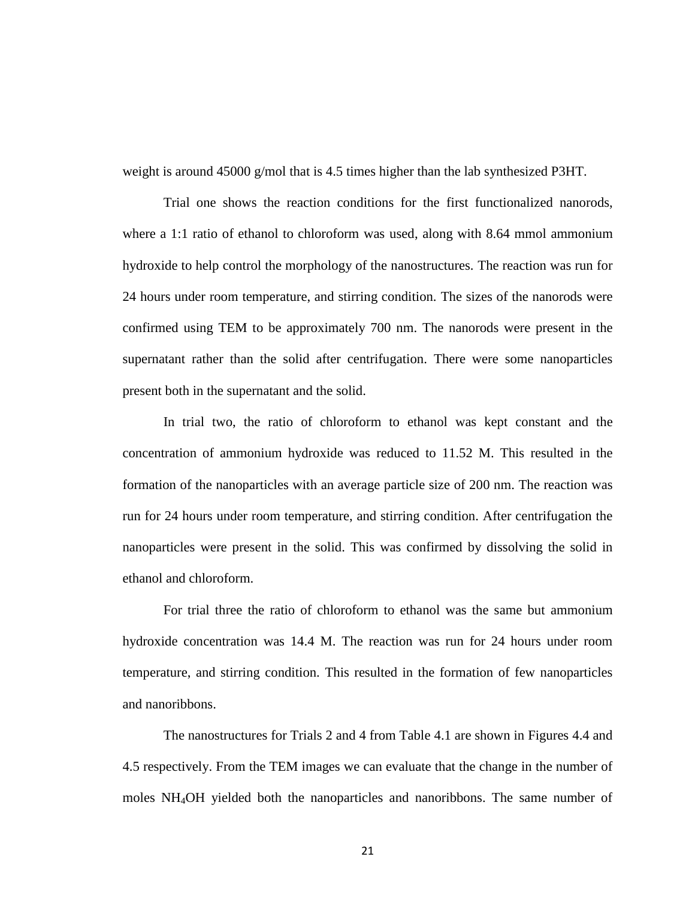weight is around 45000 g/mol that is 4.5 times higher than the lab synthesized P3HT.

Trial one shows the reaction conditions for the first functionalized nanorods, where a 1:1 ratio of ethanol to chloroform was used, along with 8.64 mmol ammonium hydroxide to help control the morphology of the nanostructures. The reaction was run for 24 hours under room temperature, and stirring condition. The sizes of the nanorods were confirmed using TEM to be approximately 700 nm. The nanorods were present in the supernatant rather than the solid after centrifugation. There were some nanoparticles present both in the supernatant and the solid.

In trial two, the ratio of chloroform to ethanol was kept constant and the concentration of ammonium hydroxide was reduced to 11.52 M. This resulted in the formation of the nanoparticles with an average particle size of 200 nm. The reaction was run for 24 hours under room temperature, and stirring condition. After centrifugation the nanoparticles were present in the solid. This was confirmed by dissolving the solid in ethanol and chloroform.

For trial three the ratio of chloroform to ethanol was the same but ammonium hydroxide concentration was 14.4 M. The reaction was run for 24 hours under room temperature, and stirring condition. This resulted in the formation of few nanoparticles and nanoribbons.

The nanostructures for Trials 2 and 4 from Table 4.1 are shown in Figures 4.4 and 4.5 respectively. From the TEM images we can evaluate that the change in the number of moles $NH_4OH$ yielded both the nanoparticles and nanoribbons. The same number of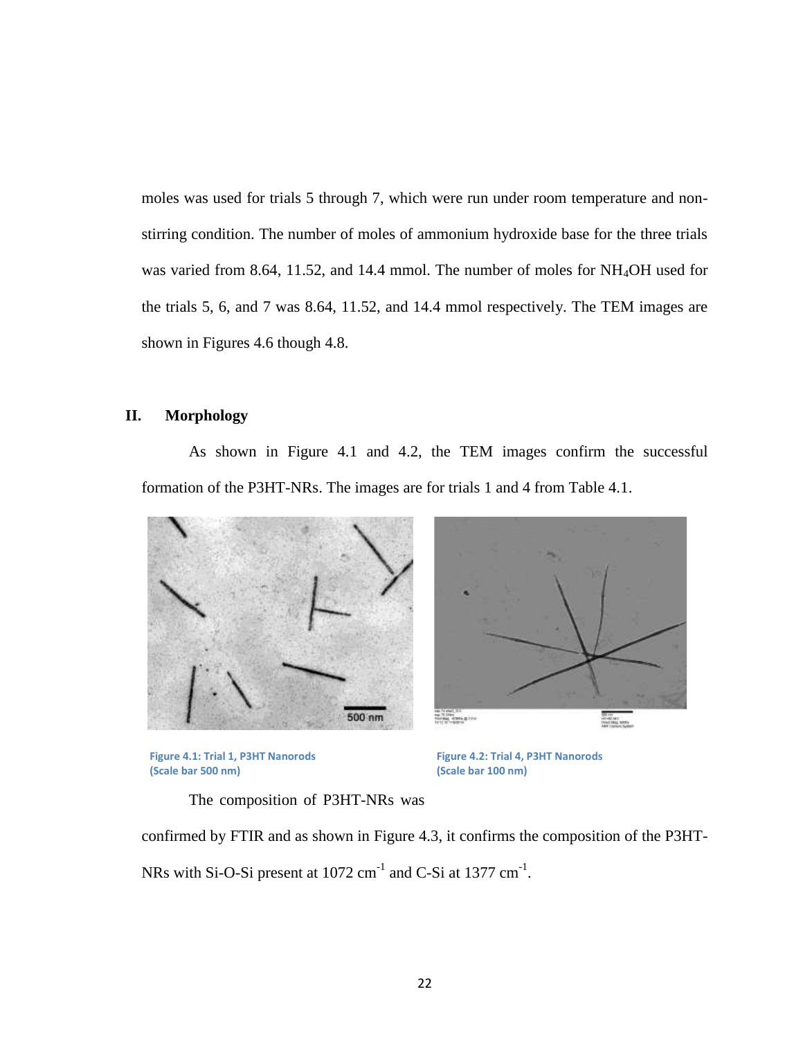moles was used for trials 5 through 7, which were run under room temperature and non-stirring condition. The number of moles of ammonium hydroxide base for the three trials was varied from 8.64, 11.52, and 14.4 mmol. The number of moles for $NH_4OH$ used for the trials 5, 6, and 7 was 8.64, 11.52, and 14.4 mmol respectively. The TEM images are shown in Figures 4.6 though 4.8.

## II. Morphology

As shown in Figure 4.1 and 4.2, the TEM images confirm the successful formation of the P3HT-NRs. The images are for trials 1 and 4 from Table 4.1.

Figure 4.1: Trial 1, P3HT Nanorods (Scale bar 500 nm)

Figure 4.2: Trial 4, P3HT Nanorods (Scale bar 100 nm)

The composition of P3HT-NRs was confirmed by FTIR and as shown in Figure 4.3, it confirms the composition of the P3HT-NRs with Si-O-Si present at 1072 $cm^{-1}$ and C-Si at 1377 $cm^{-1}$.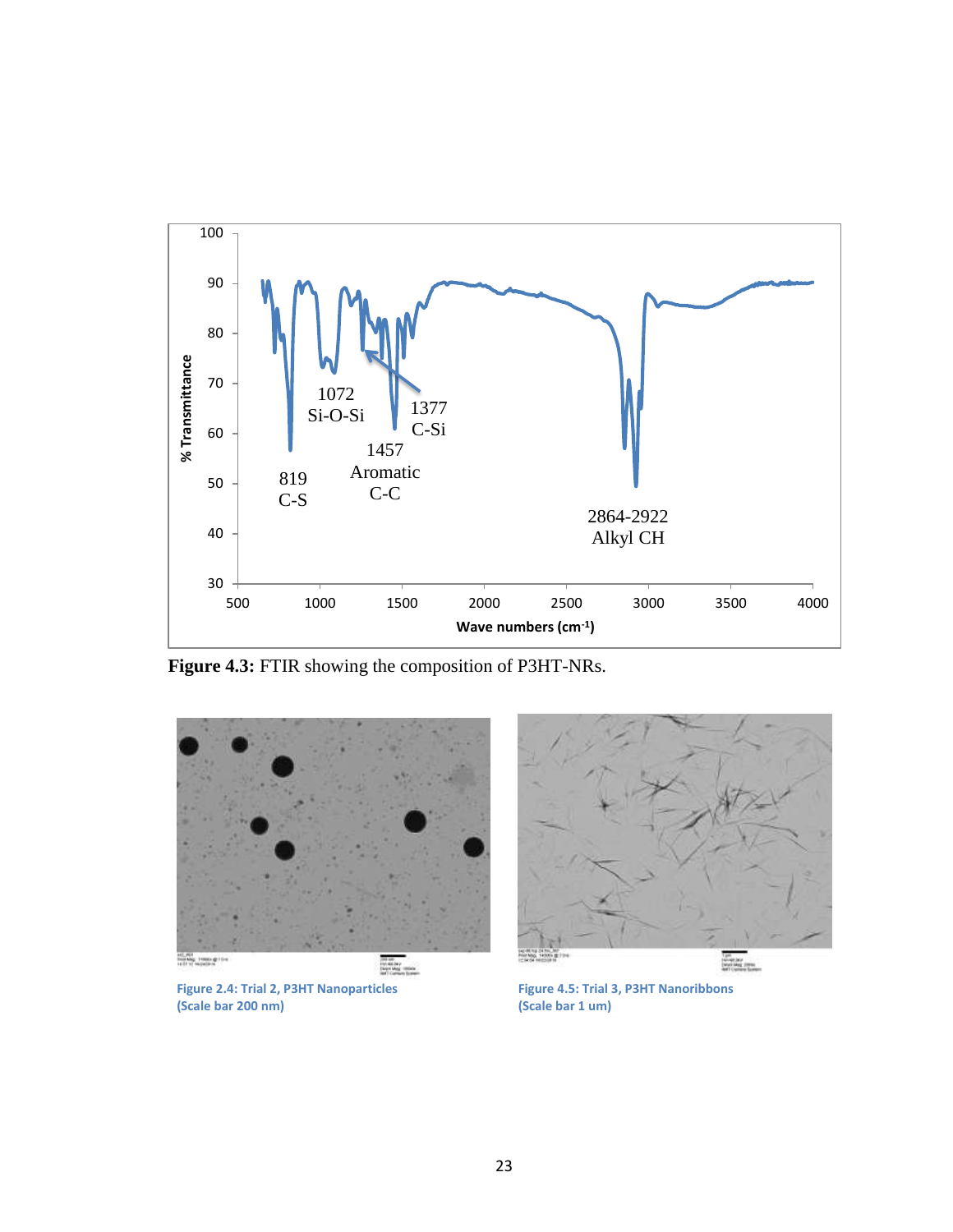**Figure 4.3:** FTIR showing the composition of P3HT-NRs.

Figure 2.4: Trial 2, P3HT Nanoparticles (Scale bar 200 nm)

Figure 4.5: Trial 3, P3HT Nanoribbons (Scale bar 1 um)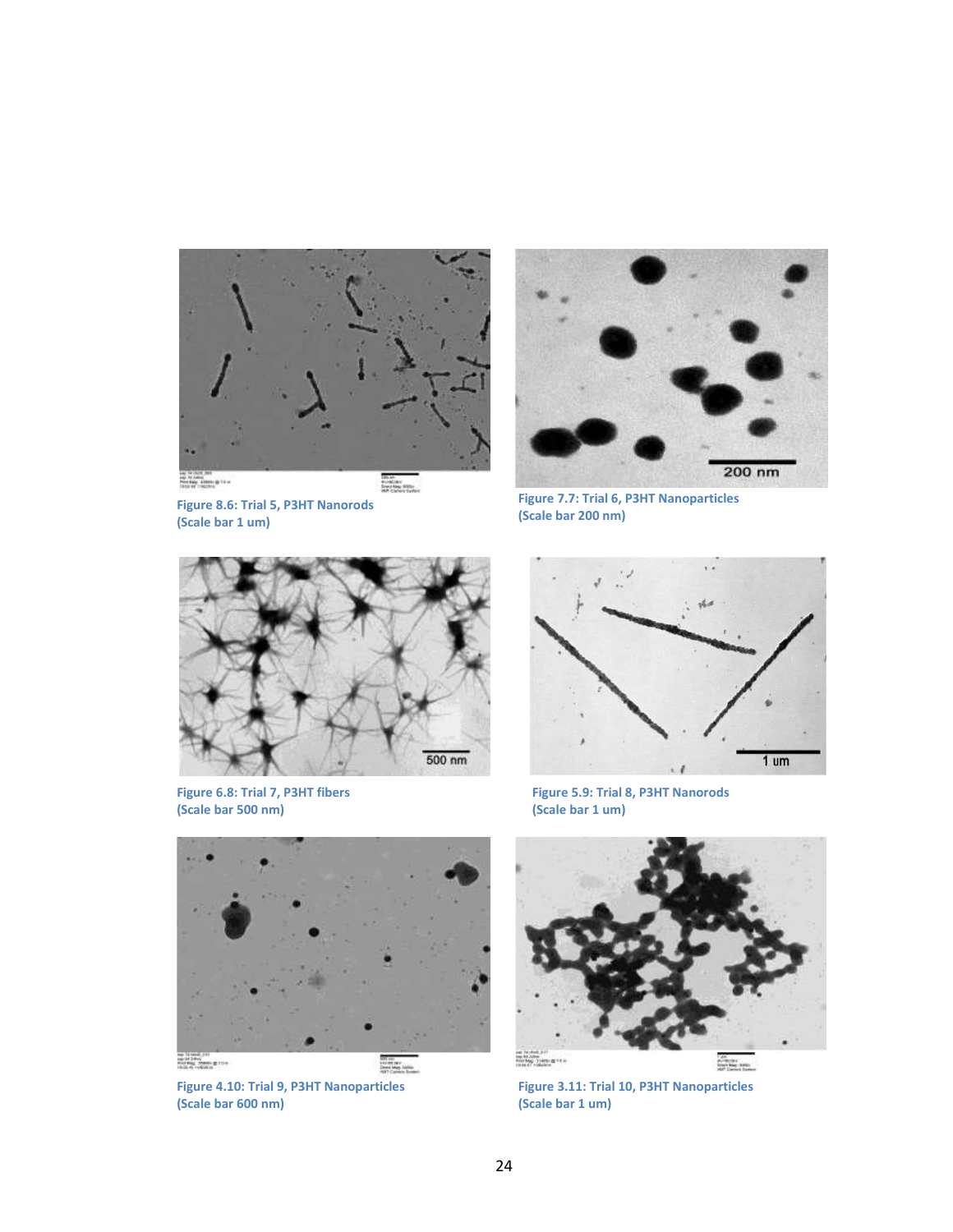Figure 8.6: Trial 5, P3HT Nanorods (Scale bar 1 um)

Figure 7.7: Trial 6, P3HT Nanoparticles (Scale bar 200 nm)

Figure 6.8: Trial 7, P3HT fibers (Scale bar 500 nm)

Figure 5.9: Trial 8, P3HT Nanorods (Scale bar 1 um)

Figure 4.10: Trial 9, P3HT Nanoparticles (Scale bar 600 nm)

Figure 3.11: Trial 10, P3HT Nanoparticles (Scale bar 1 um)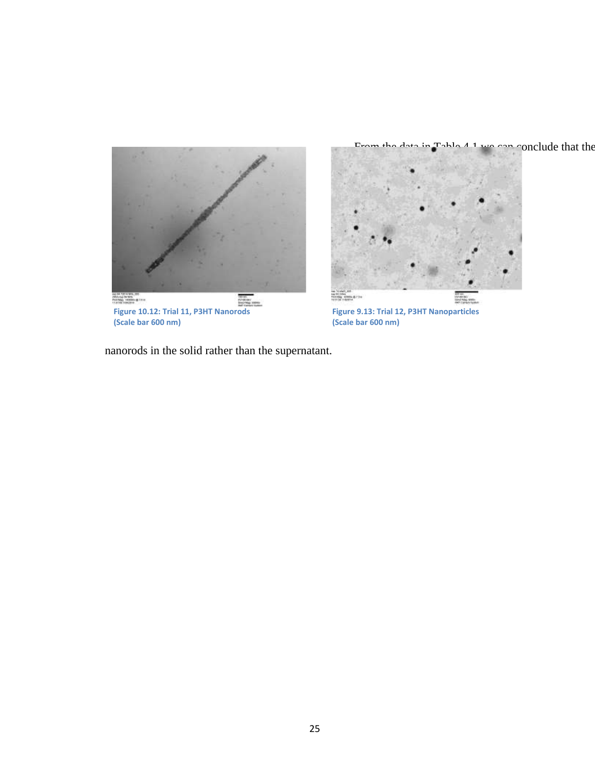Figure 10.12: Trial 11, P3HT Nanorods (Scale bar 600 nm)

Figure 9.13: Trial 12, P3HT Nanoparticles (Scale bar 600 nm)

From the data in Table 4.1 we can conclude that the nanorods in the solid rather than the supernatant.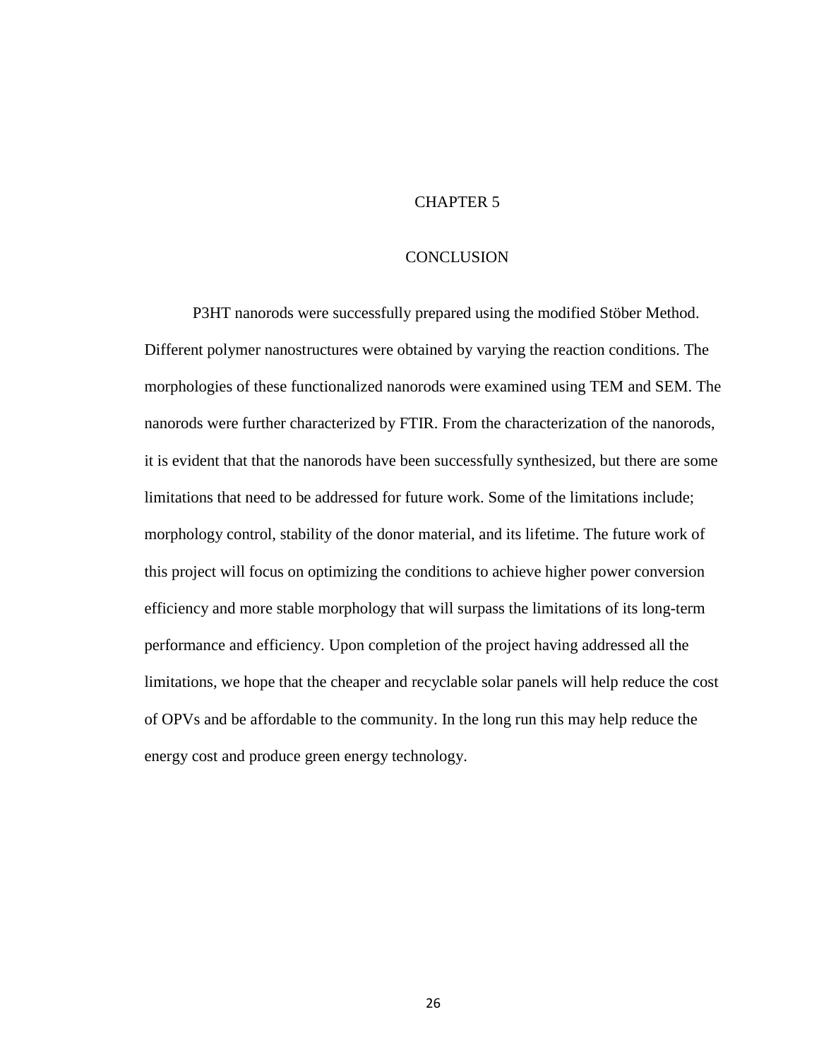# CHAPTER 5

## CONCLUSION

P3HT nanorods were successfully prepared using the modified Stöber Method. Different polymer nanostructures were obtained by varying the reaction conditions. The morphologies of these functionalized nanorods were examined using TEM and SEM. The nanorods were further characterized by FTIR. From the characterization of the nanorods, it is evident that that the nanorods have been successfully synthesized, but there are some limitations that need to be addressed for future work. Some of the limitations include; morphology control, stability of the donor material, and its lifetime. The future work of this project will focus on optimizing the conditions to achieve higher power conversion efficiency and more stable morphology that will surpass the limitations of its long-term performance and efficiency. Upon completion of the project having addressed all the limitations, we hope that the cheaper and recyclable solar panels will help reduce the cost of OPVs and be affordable to the community. In the long run this may help reduce the energy cost and produce green energy technology.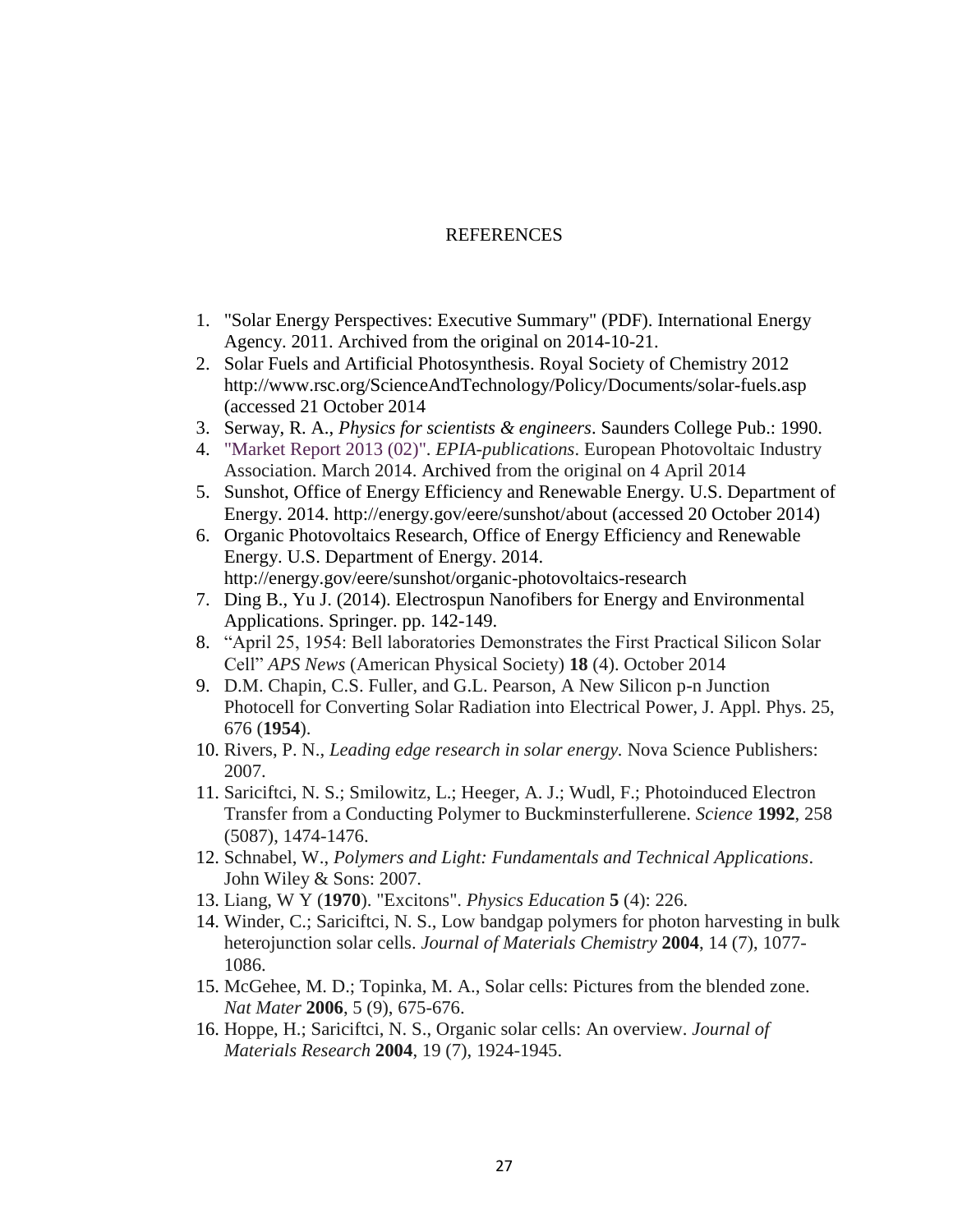# REFERENCES

1. "Solar Energy Perspectives: Executive Summary" (PDF). International Energy Agency. 2011. Archived from the original on 2014-10-21.
2. Solar Fuels and Artificial Photosynthesis. Royal Society of Chemistry 2012 http://www.rsc.org/ScienceAndTechnology/Policy/Documents/solar-fuels.asp (accessed 21 October 2014
3. Serway, R. A., *Physics for scientists & engineers*. Saunders College Pub.: 1990.
4. "Market Report 2013 (02)". *EPIA-publications*. European Photovoltaic Industry Association. March 2014. Archived from the original on 4 April 2014
5. Sunshot, Office of Energy Efficiency and Renewable Energy. U.S. Department of Energy. 2014. http://energy.gov/eere/sunshot/about (accessed 20 October 2014)
6. Organic Photovoltaics Research, Office of Energy Efficiency and Renewable Energy. U.S. Department of Energy. 2014. http://energy.gov/eere/sunshot/organic-photovoltaics-research
7. Ding B., Yu J. (2014). Electrospun Nanofibers for Energy and Environmental Applications. Springer. pp. 142-149.
8. "April 25, 1954: Bell laboratories Demonstrates the First Practical Silicon Solar Cell" *APS News* (American Physical Society) **18** (4). October 2014
9. D.M. Chapin, C.S. Fuller, and G.L. Pearson, A New Silicon p-n Junction Photocell for Converting Solar Radiation into Electrical Power, J. Appl. Phys. 25, 676 (**1954**).
10. Rivers, P. N., *Leading edge research in solar energy.* Nova Science Publishers: 2007.
11. Sariciftci, N. S.; Smilowitz, L.; Heeger, A. J.; Wudl, F.; Photoinduced Electron Transfer from a Conducting Polymer to Buckminsterfullerene. *Science* **1992**, 258 (5087), 1474-1476.
12. Schnabel, W., *Polymers and Light: Fundamentals and Technical Applications*. John Wiley & Sons: 2007.
13. Liang, W Y (**1970**). "Excitons". *Physics Education* **5** (4): 226.
14. Winder, C.; Sariciftci, N. S., Low bandgap polymers for photon harvesting in bulk heterojunction solar cells. *Journal of Materials Chemistry* **2004**, 14 (7), 1077-1086.
15. McGehee, M. D.; Topinka, M. A., Solar cells: Pictures from the blended zone. *Nat Mater* **2006**, 5 (9), 675-676.
16. Hoppe, H.; Sariciftci, N. S., Organic solar cells: An overview. *Journal of Materials Research* **2004**, 19 (7), 1924-1945.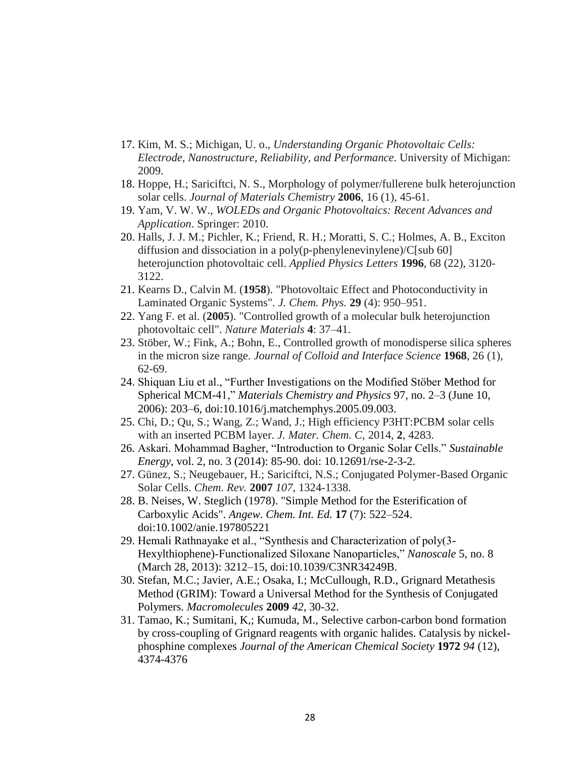17. Kim, M. S.; Michigan, U. o., *Understanding Organic Photovoltaic Cells: Electrode, Nanostructure, Reliability, and Performance*. University of Michigan: 2009.
18. Hoppe, H.; Sariciftci, N. S., Morphology of polymer/fullerene bulk heterojunction solar cells. *Journal of Materials Chemistry* **2006**, 16 (1), 45-61.
19. Yam, V. W. W., *WOLEDs and Organic Photovoltaics: Recent Advances and Application*. Springer: 2010.
20. Halls, J. J. M.; Pichler, K.; Friend, R. H.; Moratti, S. C.; Holmes, A. B., Exciton diffusion and dissociation in a poly(p-phenylenevinylene)/C[sub 60] heterojunction photovoltaic cell. *Applied Physics Letters* **1996**, 68 (22), 3120-3122.
21. Kearns D., Calvin M. (**1958**). "Photovoltaic Effect and Photoconductivity in Laminated Organic Systems". *J. Chem. Phys.* **29** (4): 950–951.
22. Yang F. et al. (**2005**). "Controlled growth of a molecular bulk heterojunction photovoltaic cell". *Nature Materials* **4**: 37–41.
23. Stöber, W.; Fink, A.; Bohn, E., Controlled growth of monodisperse silica spheres in the micron size range. *Journal of Colloid and Interface Science* **1968**, 26 (1), 62-69.
24. Shiquan Liu et al., "Further Investigations on the Modified Stöber Method for Spherical MCM-41," *Materials Chemistry and Physics* 97, no. 2–3 (June 10, 2006): 203–6, doi:10.1016/j.matchemphys.2005.09.003.
25. Chi, D.; Qu, S.; Wang, Z.; Wand, J.; High efficiency P3HT:PCBM solar cells with an inserted PCBM layer. *J. Mater. Chem. C,* 2014, **2**, 4283.
26. Askari. Mohammad Bagher, "Introduction to Organic Solar Cells." *Sustainable Energy*, vol. 2, no. 3 (2014): 85-90. doi: 10.12691/rse-2-3-2.
27. Günez, S.; Neugebauer, H.; Sariciftci, N.S.; Conjugated Polymer-Based Organic Solar Cells. *Chem. Rev.* **2007** *107*, 1324-1338.
28. B. Neises, W. Steglich (1978). "Simple Method for the Esterification of Carboxylic Acids". *Angew. Chem. Int. Ed.* **17** (7): 522–524. doi:10.1002/anie.197805221
29. Hemali Rathnayake et al., "Synthesis and Characterization of poly(3-Hexylthiophene)-Functionalized Siloxane Nanoparticles," *Nanoscale* 5, no. 8 (March 28, 2013): 3212–15, doi:10.1039/C3NR34249B.
30. Stefan, M.C.; Javier, A.E.; Osaka, I.; McCullough, R.D., Grignard Metathesis Method (GRIM): Toward a Universal Method for the Synthesis of Conjugated Polymers. *Macromolecules* **2009** *42*, 30-32.
31. Tamao, K.; Sumitani, K,; Kumuda, M., Selective carbon-carbon bond formation by cross-coupling of Grignard reagents with organic halides. Catalysis by nickel-phosphine complexes *Journal of the American Chemical Society* **1972** *94* (12), 4374-4376